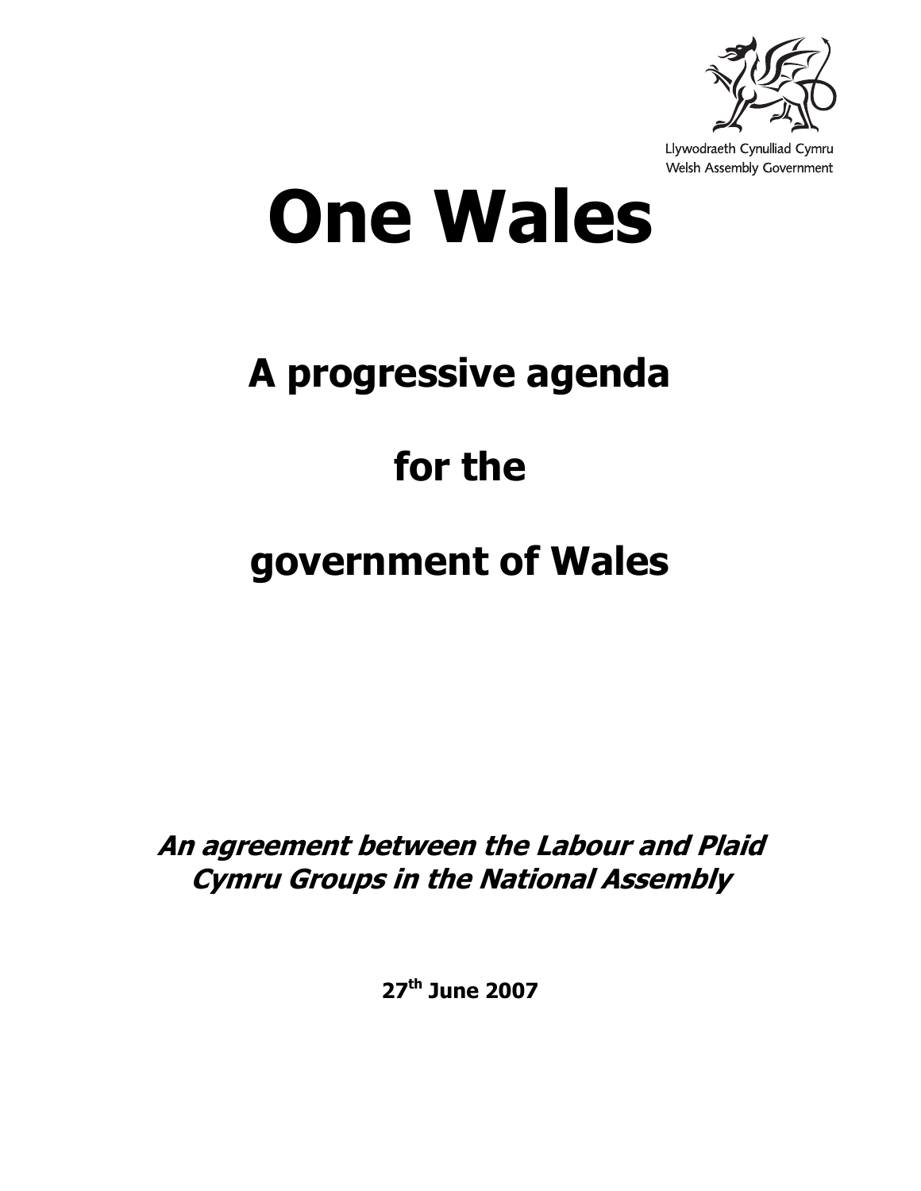Llywodraeth Cynulliad Cymru
Welsh Assembly Government

# One Wales

## A progressive agenda

## for the

## government of Wales

***An agreement between the Labour and Plaid Cymru Groups in the National Assembly***

**27th June 2007**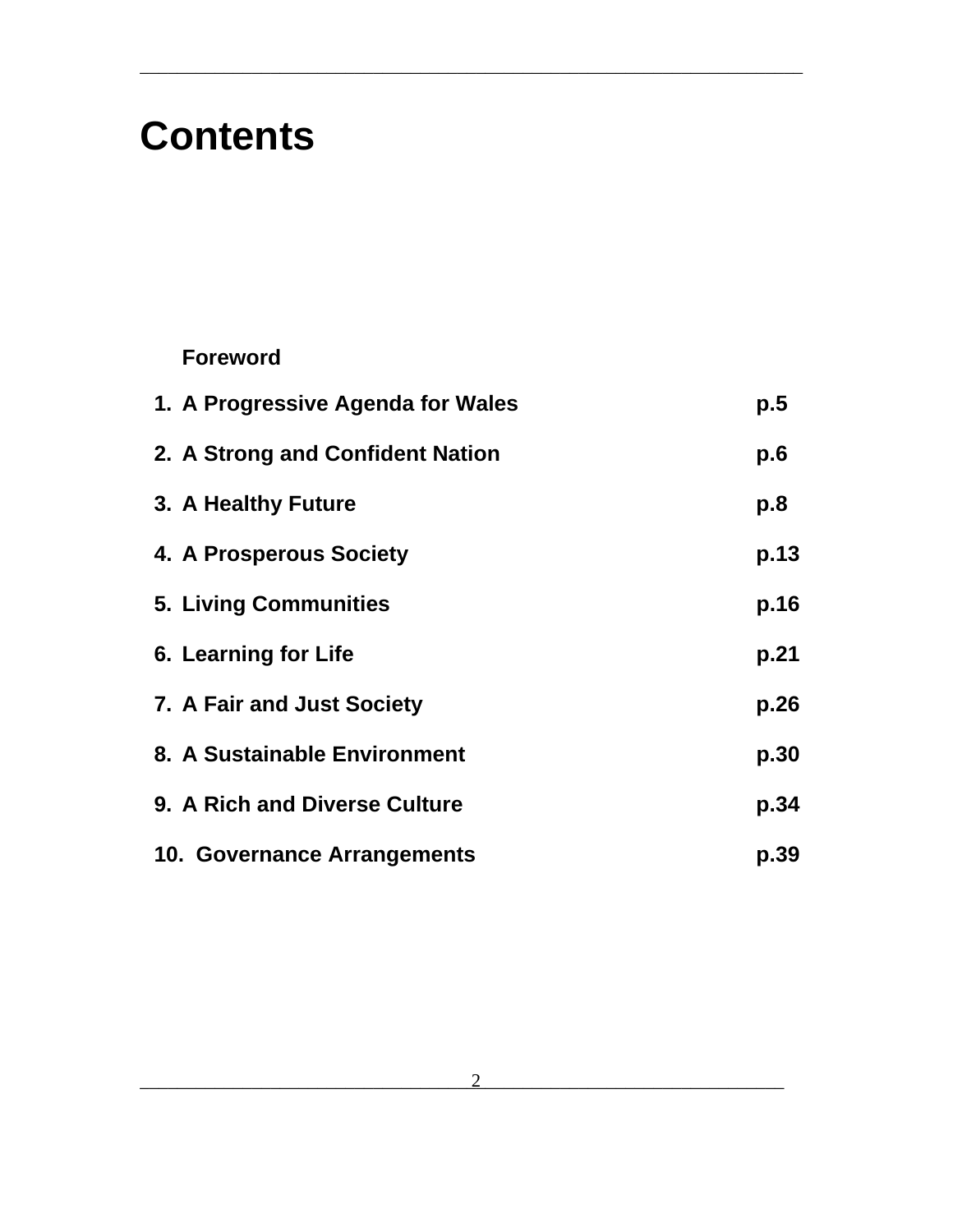# Contents

**Foreword**

| | | |
|---|---|---|
| 1. | **A Progressive Agenda for Wales** | **p.5** |
| 2. | **A Strong and Confident Nation** | **p.6** |
| 3. | **A Healthy Future** | **p.8** |
| 4. | **A Prosperous Society** | **p.13** |
| 5. | **Living Communities** | **p.16** |
| 6. | **Learning for Life** | **p.21** |
| 7. | **A Fair and Just Society** | **p.26** |
| 8. | **A Sustainable Environment** | **p.30** |
| 9. | **A Rich and Diverse Culture** | **p.34** |
| 10. | **Governance Arrangements** | **p.39** |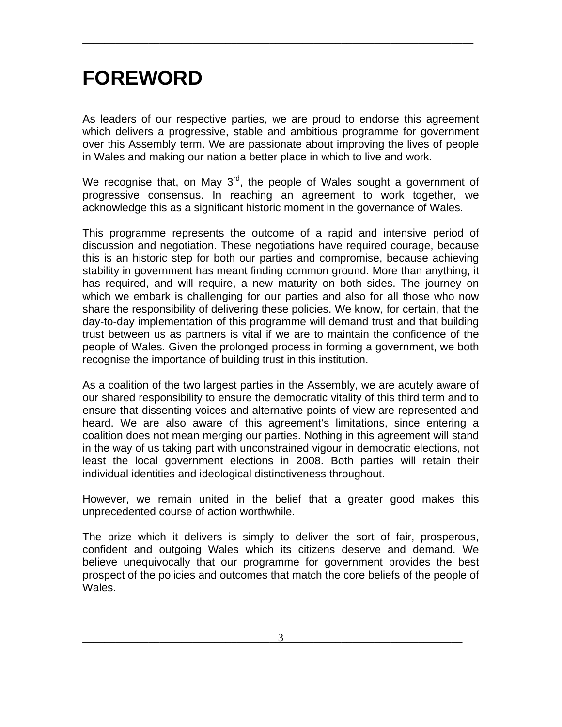# FOREWORD

As leaders of our respective parties, we are proud to endorse this agreement which delivers a progressive, stable and ambitious programme for government over this Assembly term. We are passionate about improving the lives of people in Wales and making our nation a better place in which to live and work.

We recognise that, on May 3rd, the people of Wales sought a government of progressive consensus. In reaching an agreement to work together, we acknowledge this as a significant historic moment in the governance of Wales.

This programme represents the outcome of a rapid and intensive period of discussion and negotiation. These negotiations have required courage, because this is an historic step for both our parties and compromise, because achieving stability in government has meant finding common ground. More than anything, it has required, and will require, a new maturity on both sides. The journey on which we embark is challenging for our parties and also for all those who now share the responsibility of delivering these policies. We know, for certain, that the day-to-day implementation of this programme will demand trust and that building trust between us as partners is vital if we are to maintain the confidence of the people of Wales. Given the prolonged process in forming a government, we both recognise the importance of building trust in this institution.

As a coalition of the two largest parties in the Assembly, we are acutely aware of our shared responsibility to ensure the democratic vitality of this third term and to ensure that dissenting voices and alternative points of view are represented and heard. We are also aware of this agreement's limitations, since entering a coalition does not mean merging our parties. Nothing in this agreement will stand in the way of us taking part with unconstrained vigour in democratic elections, not least the local government elections in 2008. Both parties will retain their individual identities and ideological distinctiveness throughout.

However, we remain united in the belief that a greater good makes this unprecedented course of action worthwhile.

The prize which it delivers is simply to deliver the sort of fair, prosperous, confident and outgoing Wales which its citizens deserve and demand. We believe unequivocally that our programme for government provides the best prospect of the policies and outcomes that match the core beliefs of the people of Wales.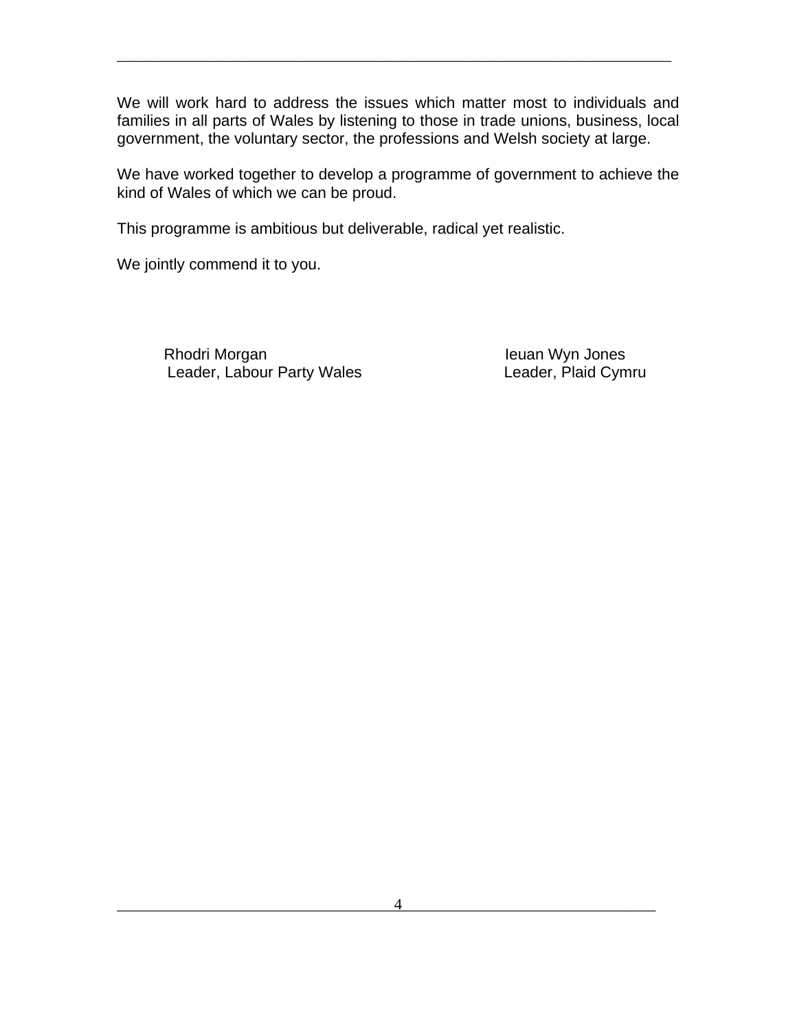We will work hard to address the issues which matter most to individuals and families in all parts of Wales by listening to those in trade unions, business, local government, the voluntary sector, the professions and Welsh society at large.

We have worked together to develop a programme of government to achieve the kind of Wales of which we can be proud.

This programme is ambitious but deliverable, radical yet realistic.

We jointly commend it to you.

| Rhodri Morgan | Ieuan Wyn Jones |
| --- | --- |
| Leader, Labour Party Wales | Leader, Plaid Cymru |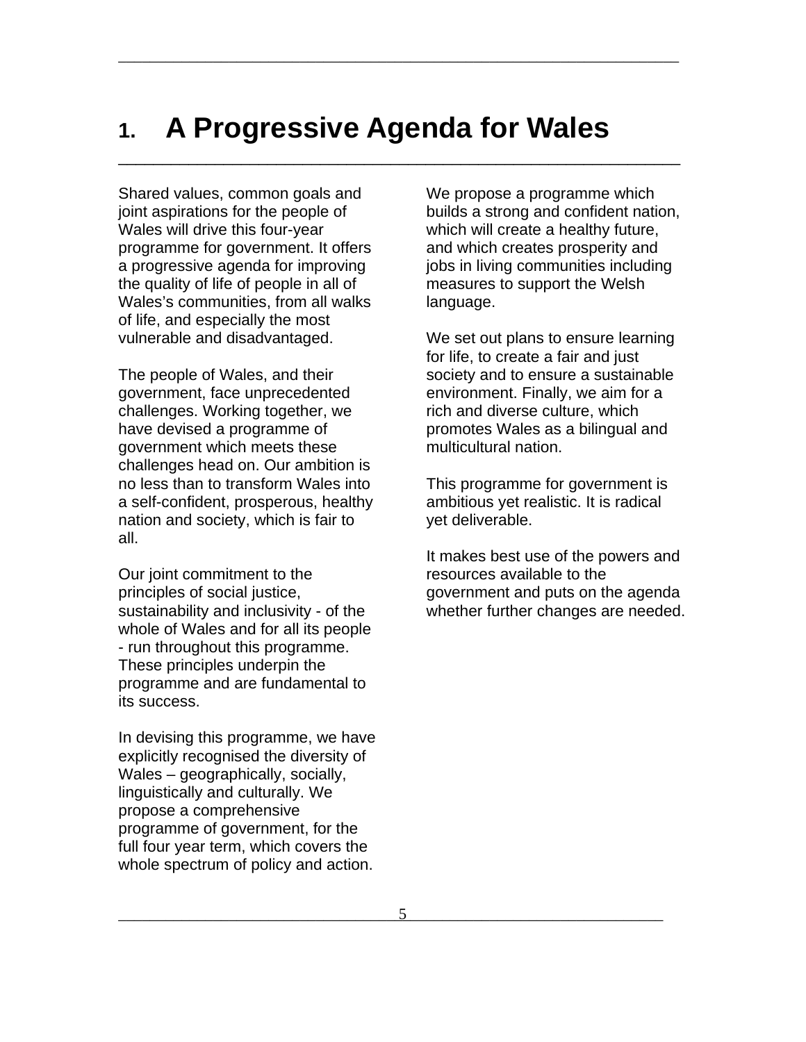# 1. A Progressive Agenda for Wales

Shared values, common goals and joint aspirations for the people of Wales will drive this four-year programme for government. It offers a progressive agenda for improving the quality of life of people in all of Wales's communities, from all walks of life, and especially the most vulnerable and disadvantaged.

The people of Wales, and their government, face unprecedented challenges. Working together, we have devised a programme of government which meets these challenges head on. Our ambition is no less than to transform Wales into a self-confident, prosperous, healthy nation and society, which is fair to all.

Our joint commitment to the principles of social justice, sustainability and inclusivity - of the whole of Wales and for all its people - run throughout this programme. These principles underpin the programme and are fundamental to its success.

In devising this programme, we have explicitly recognised the diversity of Wales – geographically, socially, linguistically and culturally. We propose a comprehensive programme of government, for the full four year term, which covers the whole spectrum of policy and action.

We propose a programme which builds a strong and confident nation, which will create a healthy future, and which creates prosperity and jobs in living communities including measures to support the Welsh language.

We set out plans to ensure learning for life, to create a fair and just society and to ensure a sustainable environment. Finally, we aim for a rich and diverse culture, which promotes Wales as a bilingual and multicultural nation.

This programme for government is ambitious yet realistic. It is radical yet deliverable.

It makes best use of the powers and resources available to the government and puts on the agenda whether further changes are needed.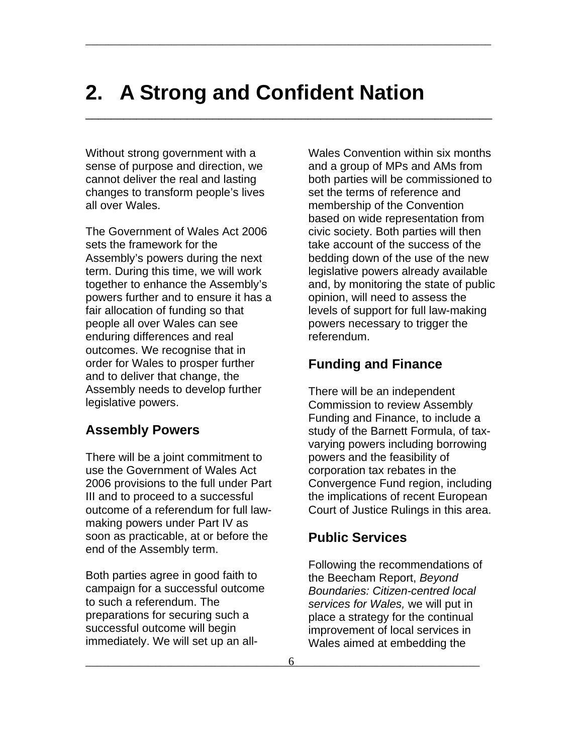# 2. A Strong and Confident Nation

Without strong government with a sense of purpose and direction, we cannot deliver the real and lasting changes to transform people's lives all over Wales.

The Government of Wales Act 2006 sets the framework for the Assembly's powers during the next term. During this time, we will work together to enhance the Assembly's powers further and to ensure it has a fair allocation of funding so that people all over Wales can see enduring differences and real outcomes. We recognise that in order for Wales to prosper further and to deliver that change, the Assembly needs to develop further legislative powers.

## Assembly Powers

There will be a joint commitment to use the Government of Wales Act 2006 provisions to the full under Part III and to proceed to a successful outcome of a referendum for full law-making powers under Part IV as soon as practicable, at or before the end of the Assembly term.

Both parties agree in good faith to campaign for a successful outcome to such a referendum. The preparations for securing such a successful outcome will begin immediately. We will set up an all-Wales Convention within six months and a group of MPs and AMs from both parties will be commissioned to set the terms of reference and membership of the Convention based on wide representation from civic society. Both parties will then take account of the success of the bedding down of the use of the new legislative powers already available and, by monitoring the state of public opinion, will need to assess the levels of support for full law-making powers necessary to trigger the referendum.

## Funding and Finance

There will be an independent Commission to review Assembly Funding and Finance, to include a study of the Barnett Formula, of tax-varying powers including borrowing powers and the feasibility of corporation tax rebates in the Convergence Fund region, including the implications of recent European Court of Justice Rulings in this area.

## Public Services

Following the recommendations of the Beecham Report, *Beyond Boundaries: Citizen-centred local services for Wales,* we will put in place a strategy for the continual improvement of local services in Wales aimed at embedding the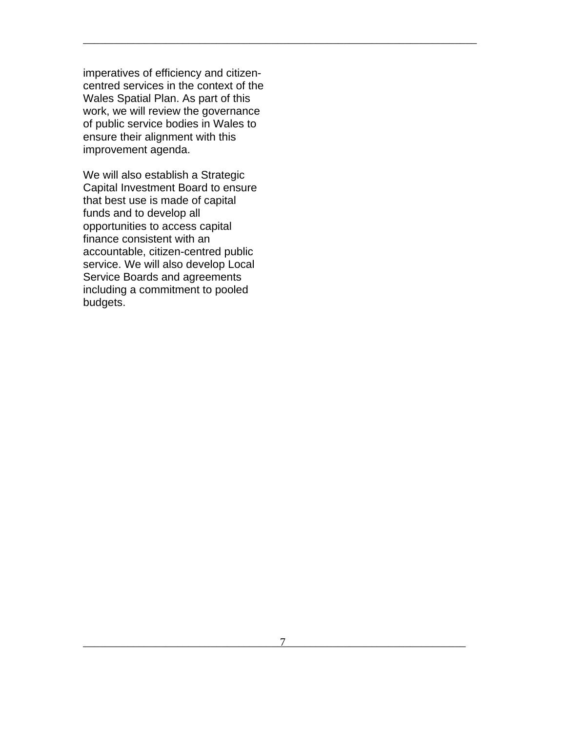imperatives of efficiency and citizen-centred services in the context of the Wales Spatial Plan. As part of this work, we will review the governance of public service bodies in Wales to ensure their alignment with this improvement agenda.

We will also establish a Strategic Capital Investment Board to ensure that best use is made of capital funds and to develop all opportunities to access capital finance consistent with an accountable, citizen-centred public service. We will also develop Local Service Boards and agreements including a commitment to pooled budgets.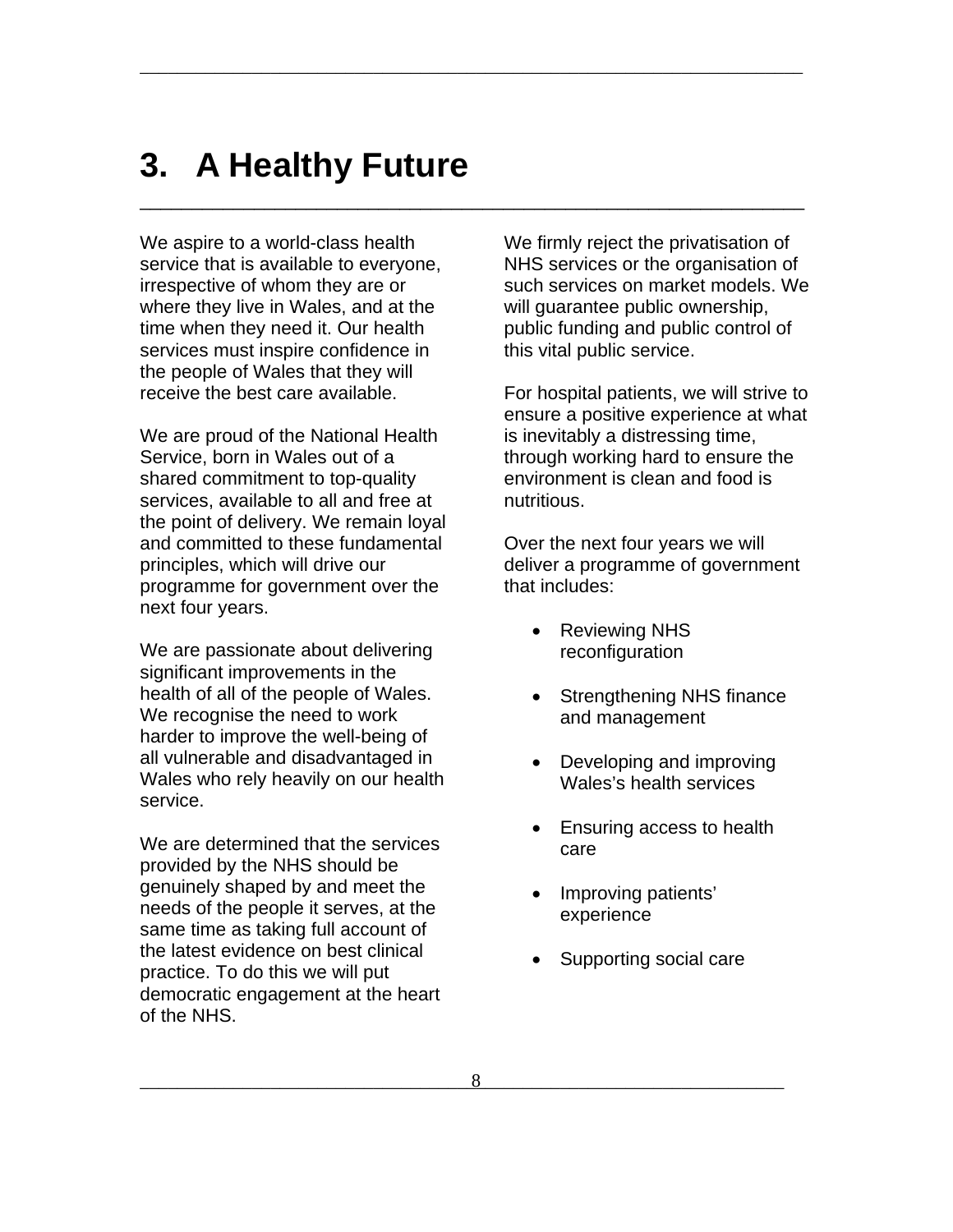# 3. A Healthy Future

We aspire to a world-class health service that is available to everyone, irrespective of whom they are or where they live in Wales, and at the time when they need it. Our health services must inspire confidence in the people of Wales that they will receive the best care available.

We are proud of the National Health Service, born in Wales out of a shared commitment to top-quality services, available to all and free at the point of delivery. We remain loyal and committed to these fundamental principles, which will drive our programme for government over the next four years.

We are passionate about delivering significant improvements in the health of all of the people of Wales. We recognise the need to work harder to improve the well-being of all vulnerable and disadvantaged in Wales who rely heavily on our health service.

We are determined that the services provided by the NHS should be genuinely shaped by and meet the needs of the people it serves, at the same time as taking full account of the latest evidence on best clinical practice. To do this we will put democratic engagement at the heart of the NHS.

We firmly reject the privatisation of NHS services or the organisation of such services on market models. We will guarantee public ownership, public funding and public control of this vital public service.

For hospital patients, we will strive to ensure a positive experience at what is inevitably a distressing time, through working hard to ensure the environment is clean and food is nutritious.

Over the next four years we will deliver a programme of government that includes:

- Reviewing NHS reconfiguration
- Strengthening NHS finance and management
- Developing and improving Wales's health services
- Ensuring access to health care
- Improving patients' experience
- Supporting social care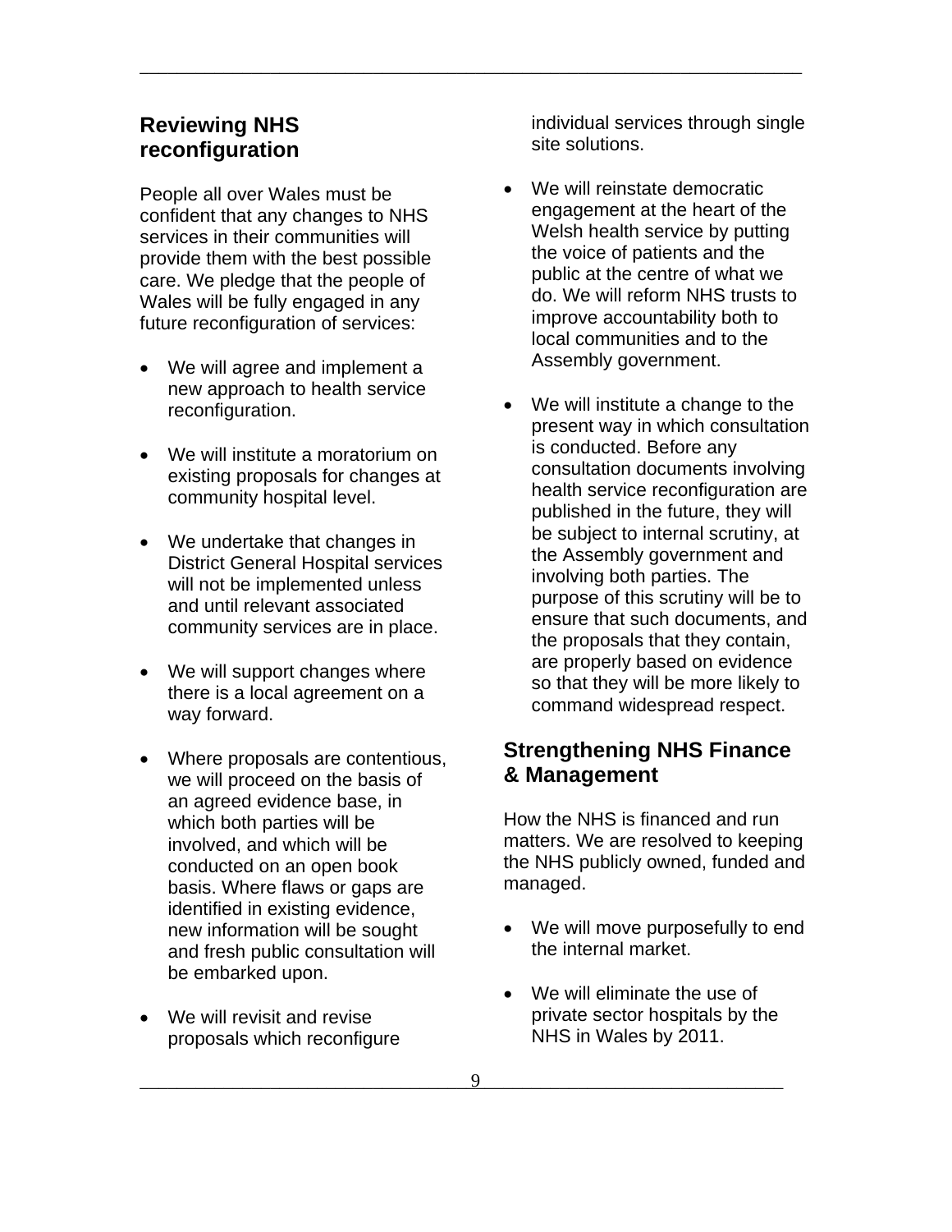## Reviewing NHS reconfiguration

People all over Wales must be confident that any changes to NHS services in their communities will provide them with the best possible care. We pledge that the people of Wales will be fully engaged in any future reconfiguration of services:

- We will agree and implement a new approach to health service reconfiguration.
- We will institute a moratorium on existing proposals for changes at community hospital level.
- We undertake that changes in District General Hospital services will not be implemented unless and until relevant associated community services are in place.
- We will support changes where there is a local agreement on a way forward.
- Where proposals are contentious, we will proceed on the basis of an agreed evidence base, in which both parties will be involved, and which will be conducted on an open book basis. Where flaws or gaps are identified in existing evidence, new information will be sought and fresh public consultation will be embarked upon.
- We will revisit and revise proposals which reconfigure individual services through single site solutions.
- We will reinstate democratic engagement at the heart of the Welsh health service by putting the voice of patients and the public at the centre of what we do. We will reform NHS trusts to improve accountability both to local communities and to the Assembly government.
- We will institute a change to the present way in which consultation is conducted. Before any consultation documents involving health service reconfiguration are published in the future, they will be subject to internal scrutiny, at the Assembly government and involving both parties. The purpose of this scrutiny will be to ensure that such documents, and the proposals that they contain, are properly based on evidence so that they will be more likely to command widespread respect.

## Strengthening NHS Finance & Management

How the NHS is financed and run matters. We are resolved to keeping the NHS publicly owned, funded and managed.

- We will move purposefully to end the internal market.
- We will eliminate the use of private sector hospitals by the NHS in Wales by 2011.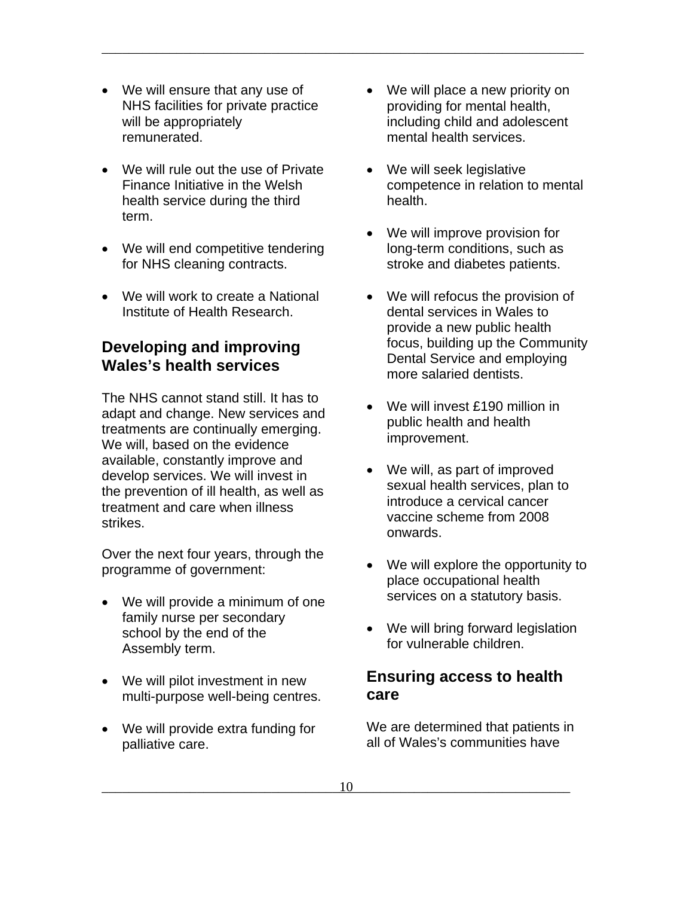- We will ensure that any use of NHS facilities for private practice will be appropriately remunerated.

- We will rule out the use of Private Finance Initiative in the Welsh health service during the third term.

- We will end competitive tendering for NHS cleaning contracts.

- We will work to create a National Institute of Health Research.

## Developing and improving Wales's health services

The NHS cannot stand still. It has to adapt and change. New services and treatments are continually emerging. We will, based on the evidence available, constantly improve and develop services. We will invest in the prevention of ill health, as well as treatment and care when illness strikes.

Over the next four years, through the programme of government:

- We will provide a minimum of one family nurse per secondary school by the end of the Assembly term.

- We will pilot investment in new multi-purpose well-being centres.

- We will provide extra funding for palliative care.

- We will place a new priority on providing for mental health, including child and adolescent mental health services.

- We will seek legislative competence in relation to mental health.

- We will improve provision for long-term conditions, such as stroke and diabetes patients.

- We will refocus the provision of dental services in Wales to provide a new public health focus, building up the Community Dental Service and employing more salaried dentists.

- We will invest £190 million in public health and health improvement.

- We will, as part of improved sexual health services, plan to introduce a cervical cancer vaccine scheme from 2008 onwards.

- We will explore the opportunity to place occupational health services on a statutory basis.

- We will bring forward legislation for vulnerable children.

## Ensuring access to health care

We are determined that patients in all of Wales's communities have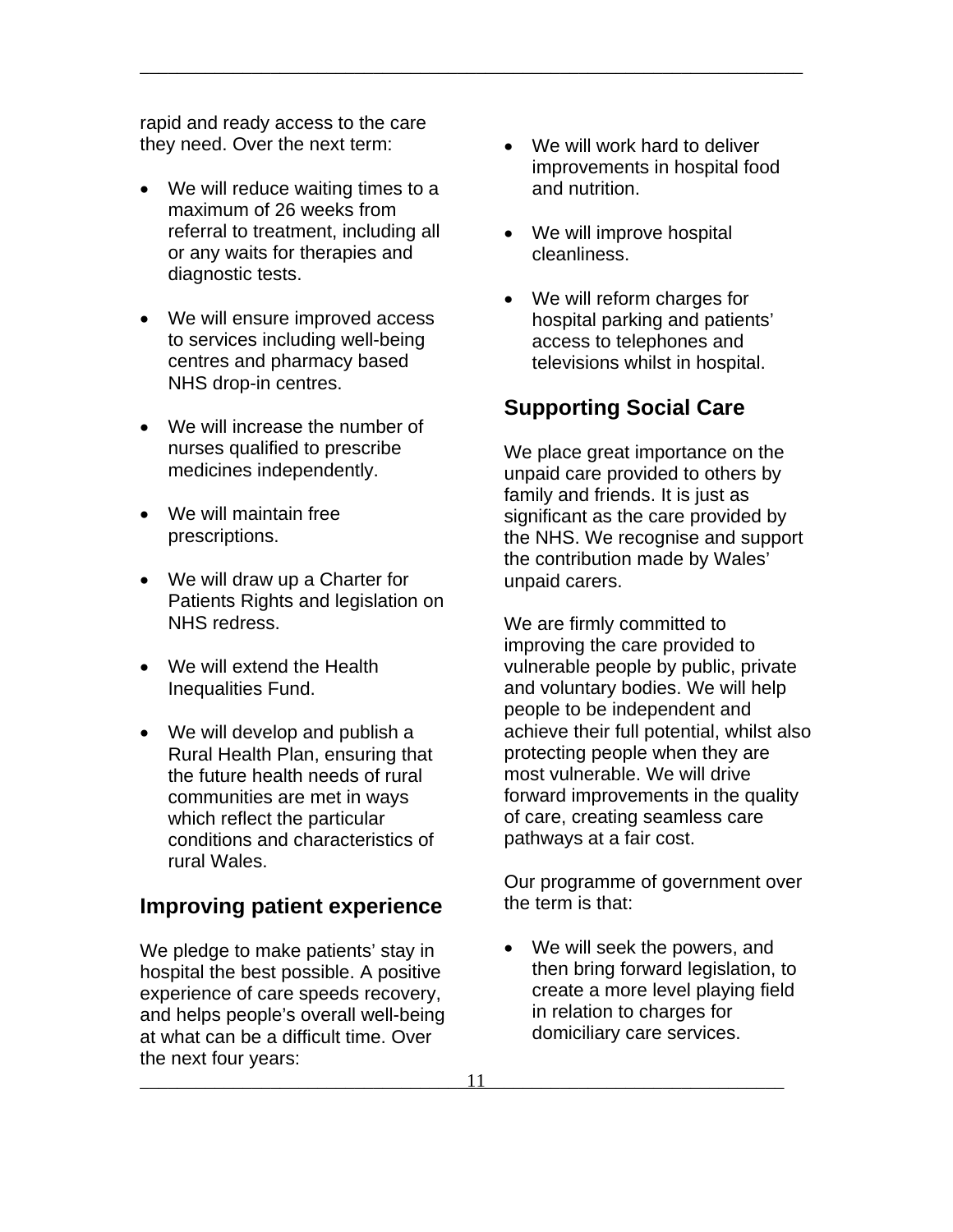rapid and ready access to the care they need. Over the next term:

- We will reduce waiting times to a maximum of 26 weeks from referral to treatment, including all or any waits for therapies and diagnostic tests.
- We will ensure improved access to services including well-being centres and pharmacy based NHS drop-in centres.
- We will increase the number of nurses qualified to prescribe medicines independently.
- We will maintain free prescriptions.
- We will draw up a Charter for Patients Rights and legislation on NHS redress.
- We will extend the Health Inequalities Fund.
- We will develop and publish a Rural Health Plan, ensuring that the future health needs of rural communities are met in ways which reflect the particular conditions and characteristics of rural Wales.

## Improving patient experience

We pledge to make patients' stay in hospital the best possible. A positive experience of care speeds recovery, and helps people's overall well-being at what can be a difficult time. Over the next four years:

- We will work hard to deliver improvements in hospital food and nutrition.
- We will improve hospital cleanliness.
- We will reform charges for hospital parking and patients' access to telephones and televisions whilst in hospital.

## Supporting Social Care

We place great importance on the unpaid care provided to others by family and friends. It is just as significant as the care provided by the NHS. We recognise and support the contribution made by Wales' unpaid carers.

We are firmly committed to improving the care provided to vulnerable people by public, private and voluntary bodies. We will help people to be independent and achieve their full potential, whilst also protecting people when they are most vulnerable. We will drive forward improvements in the quality of care, creating seamless care pathways at a fair cost.

Our programme of government over the term is that:

- We will seek the powers, and then bring forward legislation, to create a more level playing field in relation to charges for domiciliary care services.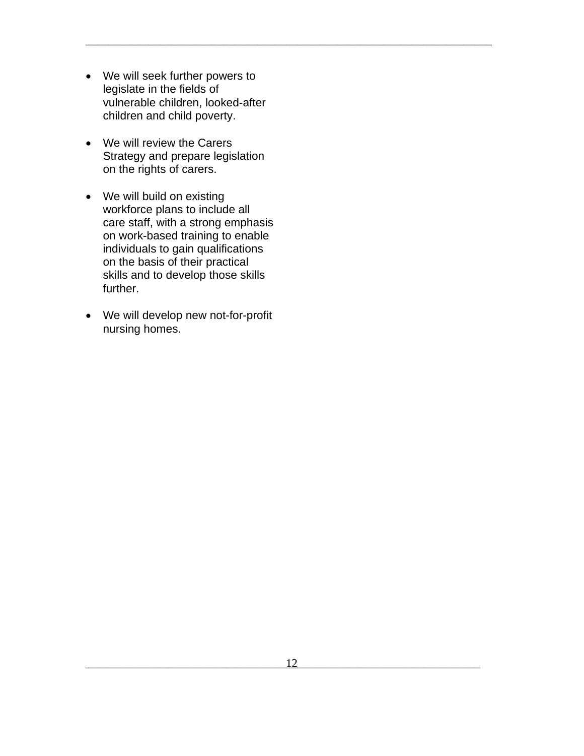- We will seek further powers to legislate in the fields of vulnerable children, looked-after children and child poverty.

- We will review the Carers Strategy and prepare legislation on the rights of carers.

- We will build on existing workforce plans to include all care staff, with a strong emphasis on work-based training to enable individuals to gain qualifications on the basis of their practical skills and to develop those skills further.

- We will develop new not-for-profit nursing homes.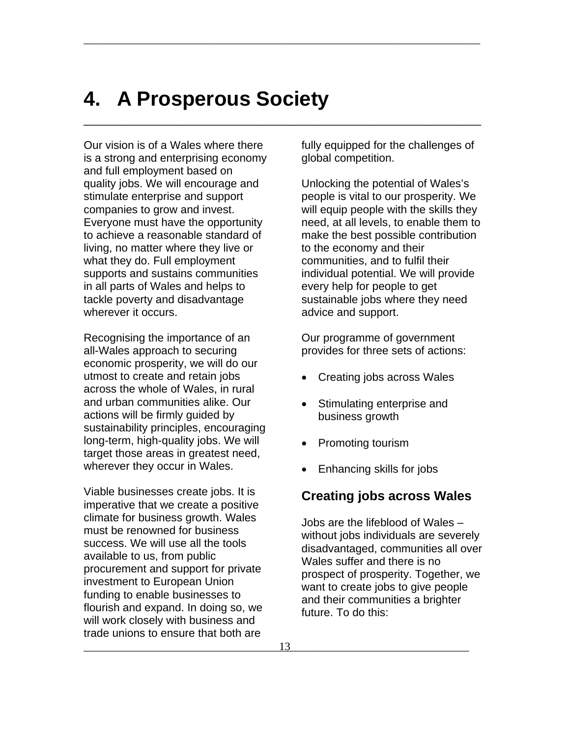# 4. A Prosperous Society

Our vision is of a Wales where there is a strong and enterprising economy and full employment based on quality jobs. We will encourage and stimulate enterprise and support companies to grow and invest. Everyone must have the opportunity to achieve a reasonable standard of living, no matter where they live or what they do. Full employment supports and sustains communities in all parts of Wales and helps to tackle poverty and disadvantage wherever it occurs.

Recognising the importance of an all-Wales approach to securing economic prosperity, we will do our utmost to create and retain jobs across the whole of Wales, in rural and urban communities alike. Our actions will be firmly guided by sustainability principles, encouraging long-term, high-quality jobs. We will target those areas in greatest need, wherever they occur in Wales.

Viable businesses create jobs. It is imperative that we create a positive climate for business growth. Wales must be renowned for business success. We will use all the tools available to us, from public procurement and support for private investment to European Union funding to enable businesses to flourish and expand. In doing so, we will work closely with business and trade unions to ensure that both are fully equipped for the challenges of global competition.

Unlocking the potential of Wales's people is vital to our prosperity. We will equip people with the skills they need, at all levels, to enable them to make the best possible contribution to the economy and their communities, and to fulfil their individual potential. We will provide every help for people to get sustainable jobs where they need advice and support.

Our programme of government provides for three sets of actions:

- Creating jobs across Wales
- Stimulating enterprise and business growth
- Promoting tourism
- Enhancing skills for jobs

## Creating jobs across Wales

Jobs are the lifeblood of Wales – without jobs individuals are severely disadvantaged, communities all over Wales suffer and there is no prospect of prosperity. Together, we want to create jobs to give people and their communities a brighter future. To do this: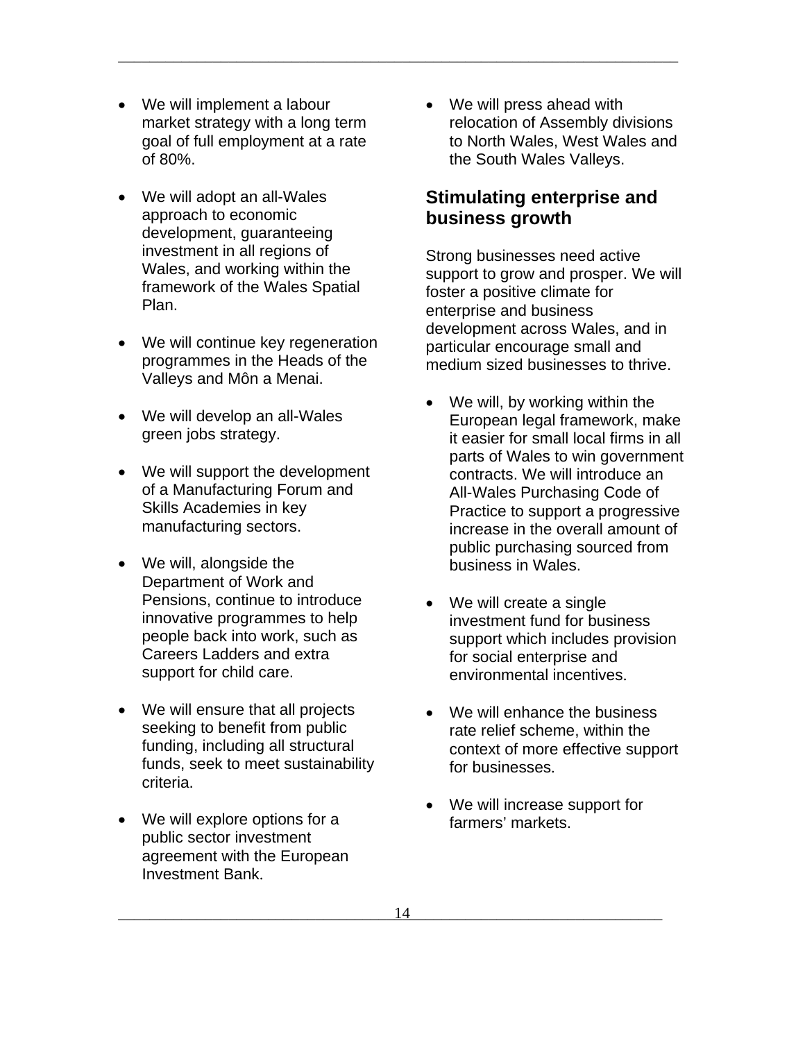- We will implement a labour market strategy with a long term goal of full employment at a rate of 80%.

- We will adopt an all-Wales approach to economic development, guaranteeing investment in all regions of Wales, and working within the framework of the Wales Spatial Plan.

- We will continue key regeneration programmes in the Heads of the Valleys and Môn a Menai.

- We will develop an all-Wales green jobs strategy.

- We will support the development of a Manufacturing Forum and Skills Academies in key manufacturing sectors.

- We will, alongside the Department of Work and Pensions, continue to introduce innovative programmes to help people back into work, such as Careers Ladders and extra support for child care.

- We will ensure that all projects seeking to benefit from public funding, including all structural funds, seek to meet sustainability criteria.

- We will explore options for a public sector investment agreement with the European Investment Bank.

- We will press ahead with relocation of Assembly divisions to North Wales, West Wales and the South Wales Valleys.

## Stimulating enterprise and business growth

Strong businesses need active support to grow and prosper. We will foster a positive climate for enterprise and business development across Wales, and in particular encourage small and medium sized businesses to thrive.

- We will, by working within the European legal framework, make it easier for small local firms in all parts of Wales to win government contracts. We will introduce an All-Wales Purchasing Code of Practice to support a progressive increase in the overall amount of public purchasing sourced from business in Wales.

- We will create a single investment fund for business support which includes provision for social enterprise and environmental incentives.

- We will enhance the business rate relief scheme, within the context of more effective support for businesses.

- We will increase support for farmers' markets.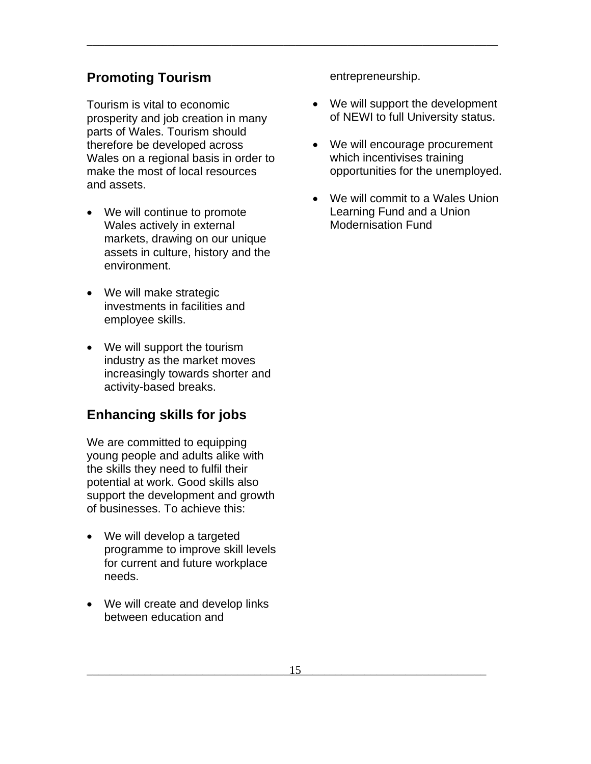## Promoting Tourism

Tourism is vital to economic prosperity and job creation in many parts of Wales. Tourism should therefore be developed across Wales on a regional basis in order to make the most of local resources and assets.

- We will continue to promote Wales actively in external markets, drawing on our unique assets in culture, history and the environment.
- We will make strategic investments in facilities and employee skills.
- We will support the tourism industry as the market moves increasingly towards shorter and activity-based breaks.

## Enhancing skills for jobs

We are committed to equipping young people and adults alike with the skills they need to fulfil their potential at work. Good skills also support the development and growth of businesses. To achieve this:

- We will develop a targeted programme to improve skill levels for current and future workplace needs.
- We will create and develop links between education and entrepreneurship.
- We will support the development of NEWI to full University status.
- We will encourage procurement which incentivises training opportunities for the unemployed.
- We will commit to a Wales Union Learning Fund and a Union Modernisation Fund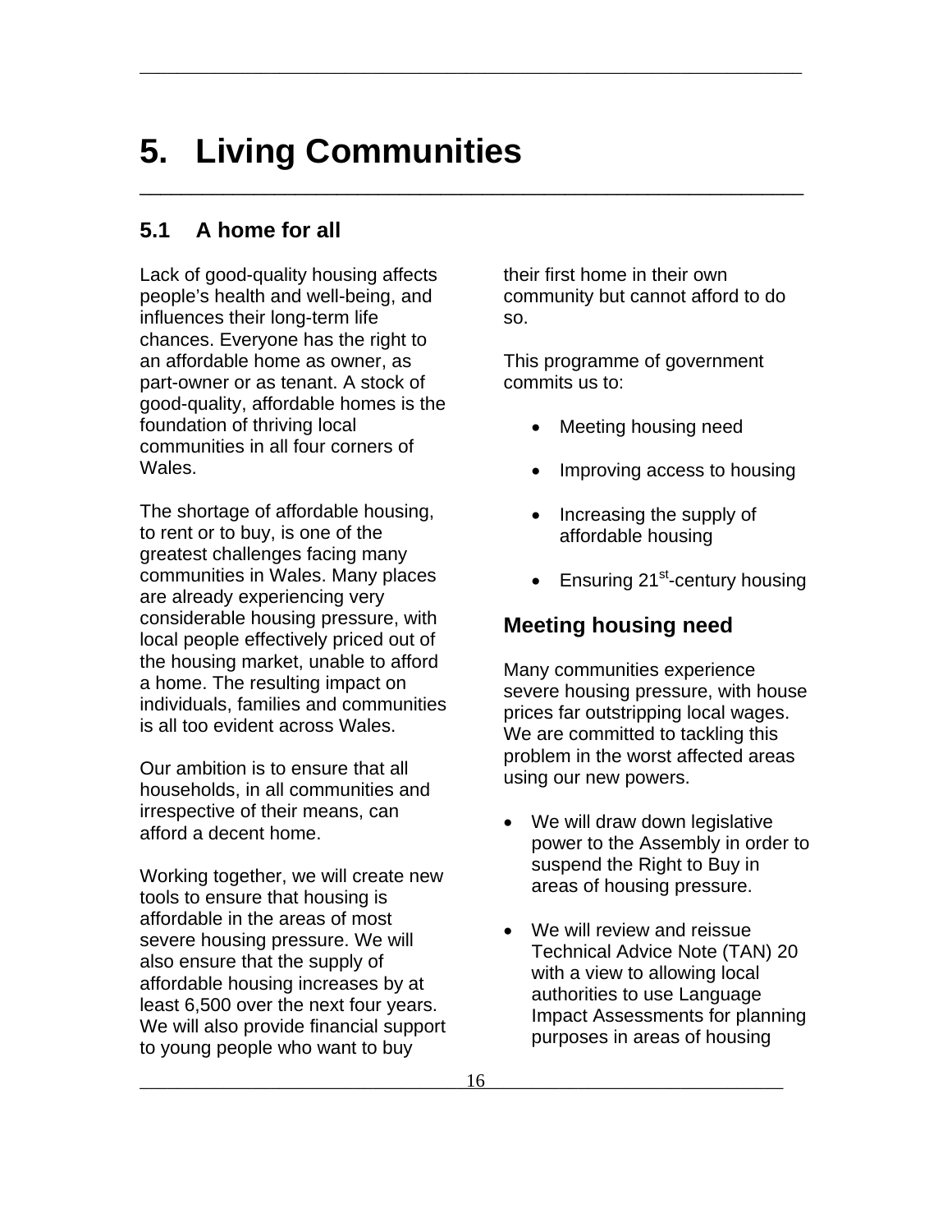# 5. Living Communities

## 5.1 A home for all

Lack of good-quality housing affects people's health and well-being, and influences their long-term life chances. Everyone has the right to an affordable home as owner, as part-owner or as tenant. A stock of good-quality, affordable homes is the foundation of thriving local communities in all four corners of Wales.

The shortage of affordable housing, to rent or to buy, is one of the greatest challenges facing many communities in Wales. Many places are already experiencing very considerable housing pressure, with local people effectively priced out of the housing market, unable to afford a home. The resulting impact on individuals, families and communities is all too evident across Wales.

Our ambition is to ensure that all households, in all communities and irrespective of their means, can afford a decent home.

Working together, we will create new tools to ensure that housing is affordable in the areas of most severe housing pressure. We will also ensure that the supply of affordable housing increases by at least 6,500 over the next four years. We will also provide financial support to young people who want to buy their first home in their own community but cannot afford to do so.

This programme of government commits us to:

- Meeting housing need
- Improving access to housing
- Increasing the supply of affordable housing
- Ensuring 21st-century housing

### Meeting housing need

Many communities experience severe housing pressure, with house prices far outstripping local wages. We are committed to tackling this problem in the worst affected areas using our new powers.

- We will draw down legislative power to the Assembly in order to suspend the Right to Buy in areas of housing pressure.
- We will review and reissue Technical Advice Note (TAN) 20 with a view to allowing local authorities to use Language Impact Assessments for planning purposes in areas of housing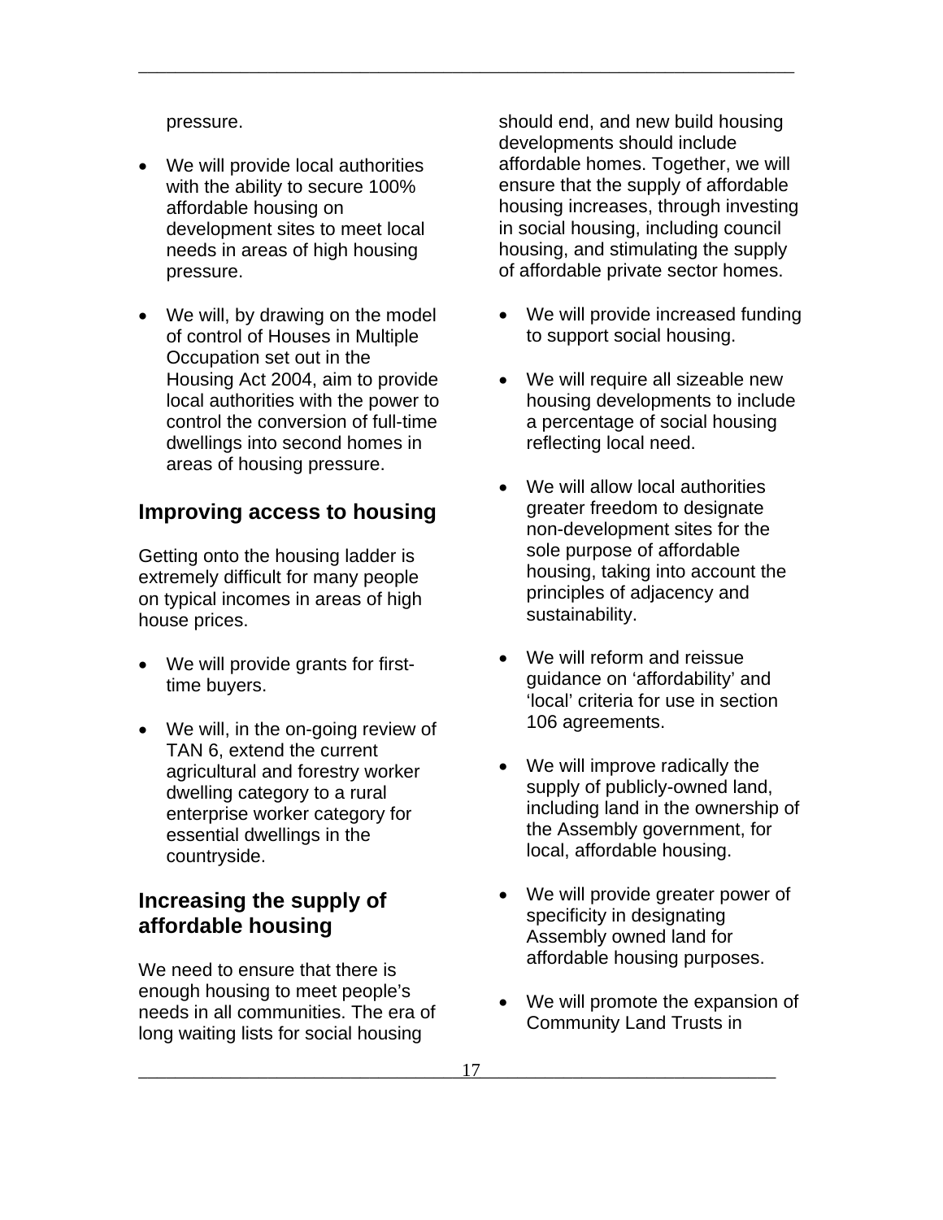pressure.

- We will provide local authorities with the ability to secure 100% affordable housing on development sites to meet local needs in areas of high housing pressure.

- We will, by drawing on the model of control of Houses in Multiple Occupation set out in the Housing Act 2004, aim to provide local authorities with the power to control the conversion of full-time dwellings into second homes in areas of housing pressure.

## Improving access to housing

Getting onto the housing ladder is extremely difficult for many people on typical incomes in areas of high house prices.

- We will provide grants for first-time buyers.

- We will, in the on-going review of TAN 6, extend the current agricultural and forestry worker dwelling category to a rural enterprise worker category for essential dwellings in the countryside.

## Increasing the supply of affordable housing

We need to ensure that there is enough housing to meet people's needs in all communities. The era of long waiting lists for social housing should end, and new build housing developments should include affordable homes. Together, we will ensure that the supply of affordable housing increases, through investing in social housing, including council housing, and stimulating the supply of affordable private sector homes.

- We will provide increased funding to support social housing.

- We will require all sizeable new housing developments to include a percentage of social housing reflecting local need.

- We will allow local authorities greater freedom to designate non-development sites for the sole purpose of affordable housing, taking into account the principles of adjacency and sustainability.

- We will reform and reissue guidance on 'affordability' and 'local' criteria for use in section 106 agreements.

- We will improve radically the supply of publicly-owned land, including land in the ownership of the Assembly government, for local, affordable housing.

- We will provide greater power of specificity in designating Assembly owned land for affordable housing purposes.

- We will promote the expansion of Community Land Trusts in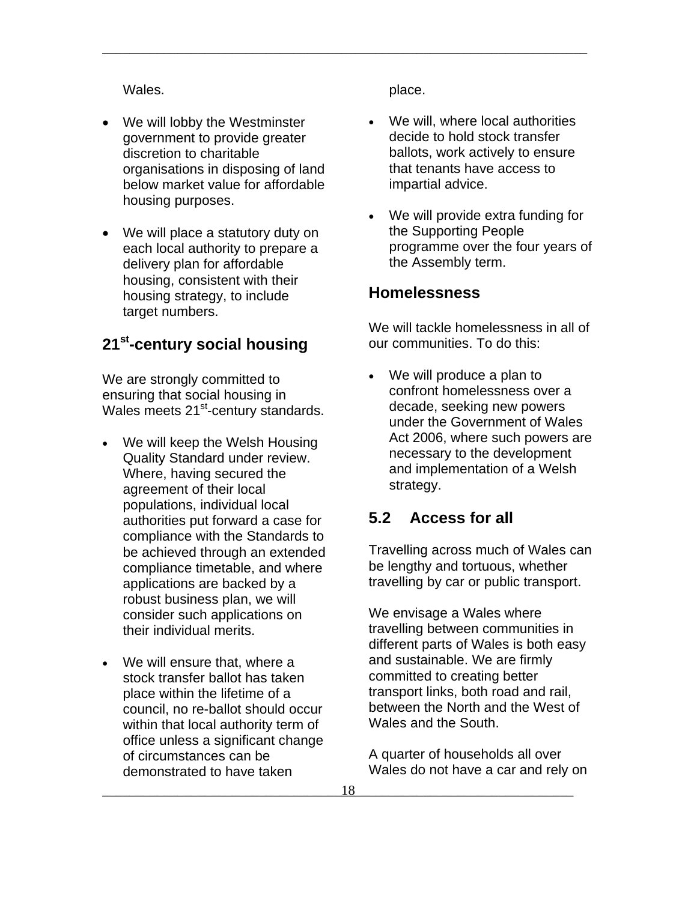Wales.

- We will lobby the Westminster government to provide greater discretion to charitable organisations in disposing of land below market value for affordable housing purposes.
- We will place a statutory duty on each local authority to prepare a delivery plan for affordable housing, consistent with their housing strategy, to include target numbers.

### 21st-century social housing

We are strongly committed to ensuring that social housing in Wales meets 21st-century standards.

- We will keep the Welsh Housing Quality Standard under review. Where, having secured the agreement of their local populations, individual local authorities put forward a case for compliance with the Standards to be achieved through an extended compliance timetable, and where applications are backed by a robust business plan, we will consider such applications on their individual merits.
- We will ensure that, where a stock transfer ballot has taken place within the lifetime of a council, no re-ballot should occur within that local authority term of office unless a significant change of circumstances can be demonstrated to have taken place.
- We will, where local authorities decide to hold stock transfer ballots, work actively to ensure that tenants have access to impartial advice.
- We will provide extra funding for the Supporting People programme over the four years of the Assembly term.

### Homelessness

We will tackle homelessness in all of our communities. To do this:

- We will produce a plan to confront homelessness over a decade, seeking new powers under the Government of Wales Act 2006, where such powers are necessary to the development and implementation of a Welsh strategy.

## 5.2 Access for all

Travelling across much of Wales can be lengthy and tortuous, whether travelling by car or public transport.

We envisage a Wales where travelling between communities in different parts of Wales is both easy and sustainable. We are firmly committed to creating better transport links, both road and rail, between the North and the West of Wales and the South.

A quarter of households all over Wales do not have a car and rely on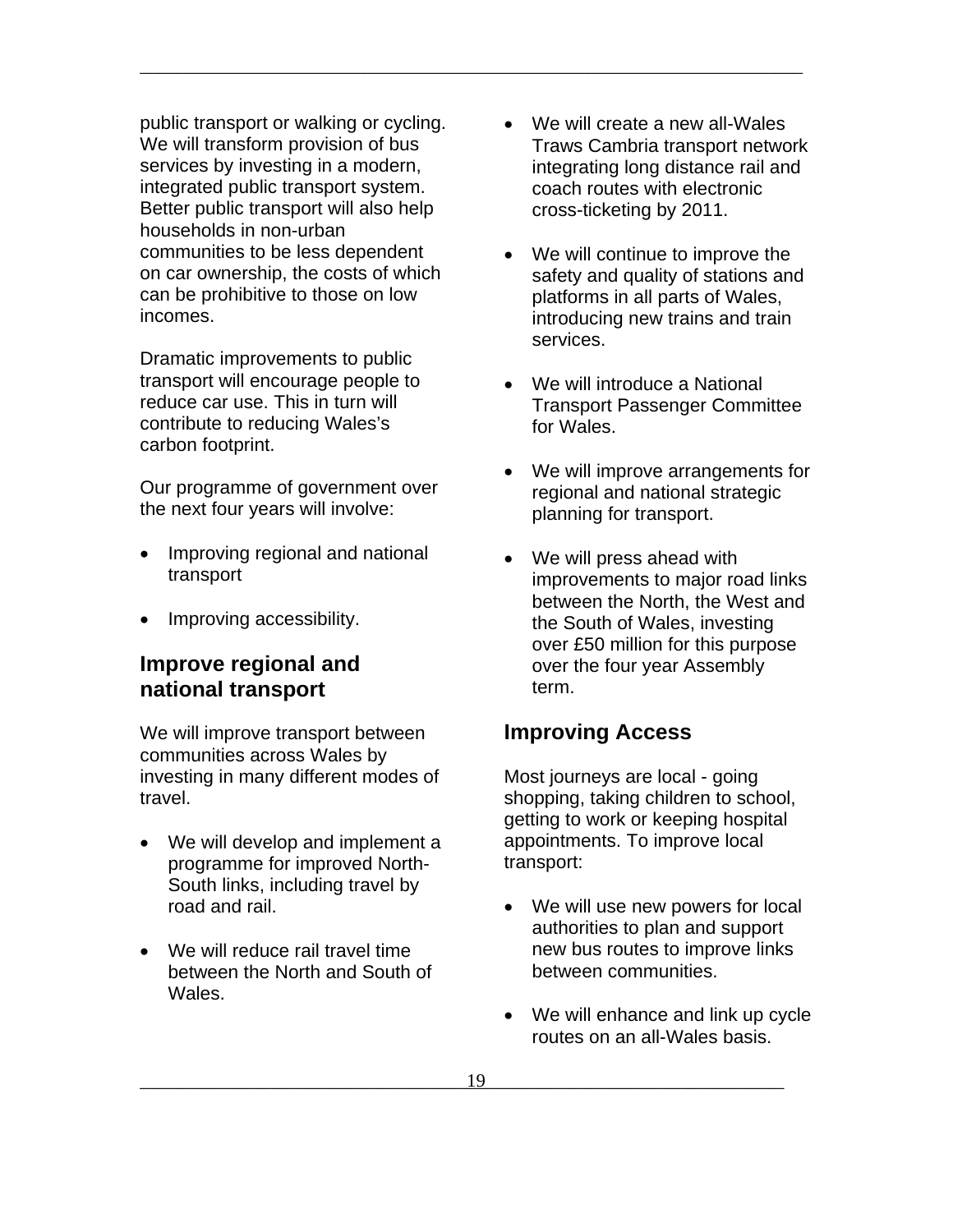public transport or walking or cycling. We will transform provision of bus services by investing in a modern, integrated public transport system. Better public transport will also help households in non-urban communities to be less dependent on car ownership, the costs of which can be prohibitive to those on low incomes.

Dramatic improvements to public transport will encourage people to reduce car use. This in turn will contribute to reducing Wales's carbon footprint.

Our programme of government over the next four years will involve:

- Improving regional and national transport
- Improving accessibility.

## Improve regional and national transport

We will improve transport between communities across Wales by investing in many different modes of travel.

- We will develop and implement a programme for improved North-South links, including travel by road and rail.
- We will reduce rail travel time between the North and South of Wales.
- We will create a new all-Wales Traws Cambria transport network integrating long distance rail and coach routes with electronic cross-ticketing by 2011.
- We will continue to improve the safety and quality of stations and platforms in all parts of Wales, introducing new trains and train services.
- We will introduce a National Transport Passenger Committee for Wales.
- We will improve arrangements for regional and national strategic planning for transport.
- We will press ahead with improvements to major road links between the North, the West and the South of Wales, investing over £50 million for this purpose over the four year Assembly term.

## Improving Access

Most journeys are local - going shopping, taking children to school, getting to work or keeping hospital appointments. To improve local transport:

- We will use new powers for local authorities to plan and support new bus routes to improve links between communities.
- We will enhance and link up cycle routes on an all-Wales basis.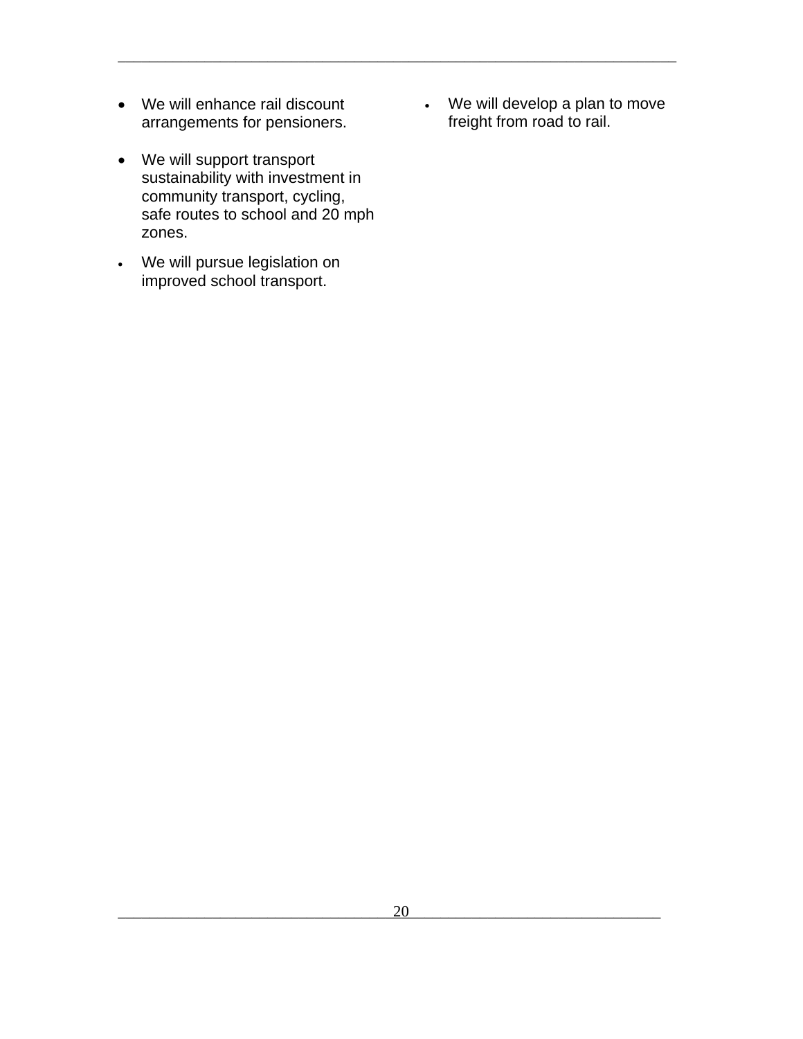- We will enhance rail discount arrangements for pensioners.

- We will support transport sustainability with investment in community transport, cycling, safe routes to school and 20 mph zones.

- We will pursue legislation on improved school transport.

- We will develop a plan to move freight from road to rail.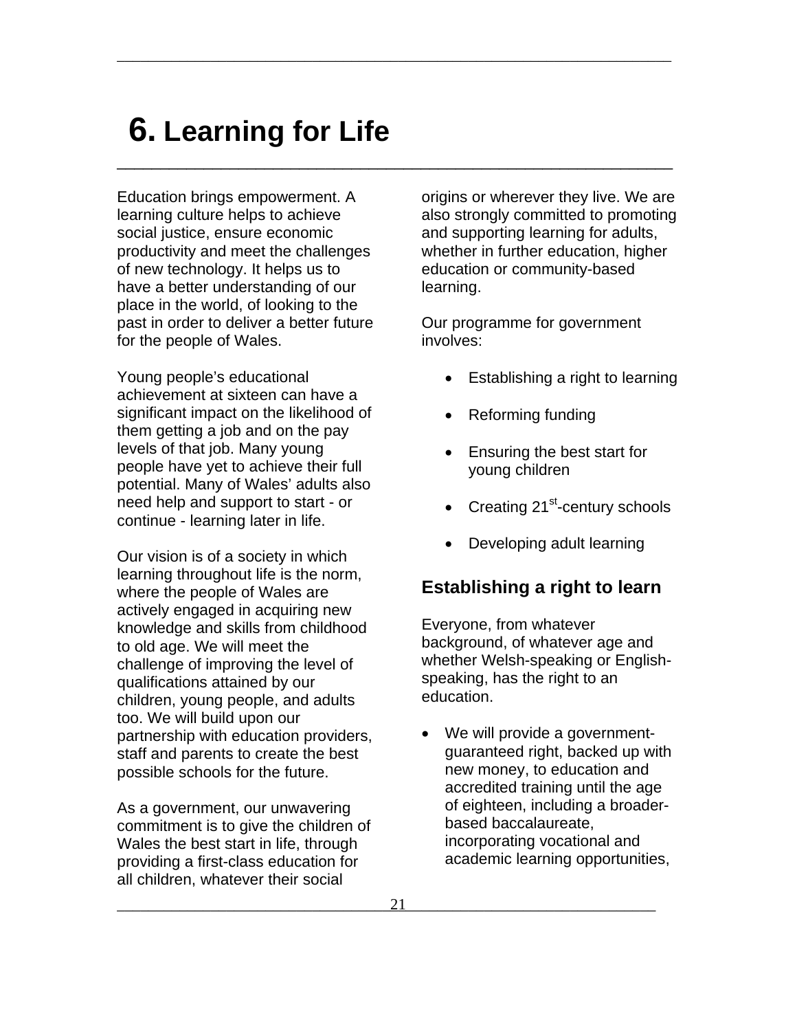# 6. Learning for Life

Education brings empowerment. A learning culture helps to achieve social justice, ensure economic productivity and meet the challenges of new technology. It helps us to have a better understanding of our place in the world, of looking to the past in order to deliver a better future for the people of Wales.

Young people's educational achievement at sixteen can have a significant impact on the likelihood of them getting a job and on the pay levels of that job. Many young people have yet to achieve their full potential. Many of Wales' adults also need help and support to start - or continue - learning later in life.

Our vision is of a society in which learning throughout life is the norm, where the people of Wales are actively engaged in acquiring new knowledge and skills from childhood to old age. We will meet the challenge of improving the level of qualifications attained by our children, young people, and adults too. We will build upon our partnership with education providers, staff and parents to create the best possible schools for the future.

As a government, our unwavering commitment is to give the children of Wales the best start in life, through providing a first-class education for all children, whatever their social origins or wherever they live. We are also strongly committed to promoting and supporting learning for adults, whether in further education, higher education or community-based learning.

Our programme for government involves:

- Establishing a right to learning
- Reforming funding
- Ensuring the best start for young children
- Creating 21st-century schools
- Developing adult learning

## Establishing a right to learn

Everyone, from whatever background, of whatever age and whether Welsh-speaking or English-speaking, has the right to an education.

- We will provide a government-guaranteed right, backed up with new money, to education and accredited training until the age of eighteen, including a broader-based baccalaureate, incorporating vocational and academic learning opportunities,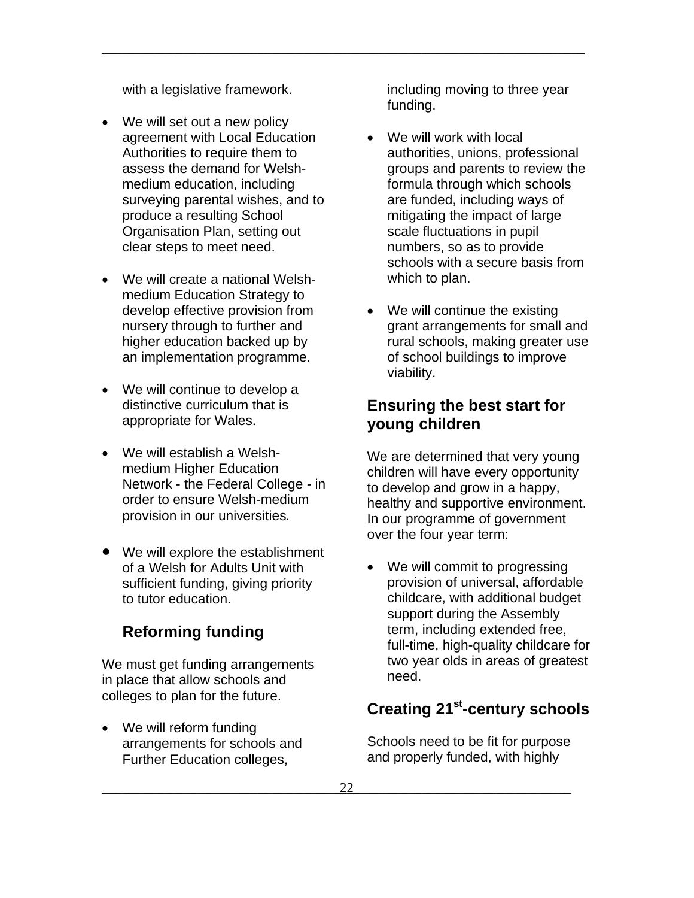with a legislative framework.

- We will set out a new policy agreement with Local Education Authorities to require them to assess the demand for Welsh-medium education, including surveying parental wishes, and to produce a resulting School Organisation Plan, setting out clear steps to meet need.

- We will create a national Welsh-medium Education Strategy to develop effective provision from nursery through to further and higher education backed up by an implementation programme.

- We will continue to develop a distinctive curriculum that is appropriate for Wales.

- We will establish a Welsh-medium Higher Education Network - the Federal College - in order to ensure Welsh-medium provision in our universities.

- We will explore the establishment of a Welsh for Adults Unit with sufficient funding, giving priority to tutor education.

## Reforming funding

We must get funding arrangements in place that allow schools and colleges to plan for the future.

- We will reform funding arrangements for schools and Further Education colleges, including moving to three year funding.

- We will work with local authorities, unions, professional groups and parents to review the formula through which schools are funded, including ways of mitigating the impact of large scale fluctuations in pupil numbers, so as to provide schools with a secure basis from which to plan.

- We will continue the existing grant arrangements for small and rural schools, making greater use of school buildings to improve viability.

## Ensuring the best start for young children

We are determined that very young children will have every opportunity to develop and grow in a happy, healthy and supportive environment. In our programme of government over the four year term:

- We will commit to progressing provision of universal, affordable childcare, with additional budget support during the Assembly term, including extended free, full-time, high-quality childcare for two year olds in areas of greatest need.

## Creating 21st-century schools

Schools need to be fit for purpose and properly funded, with highly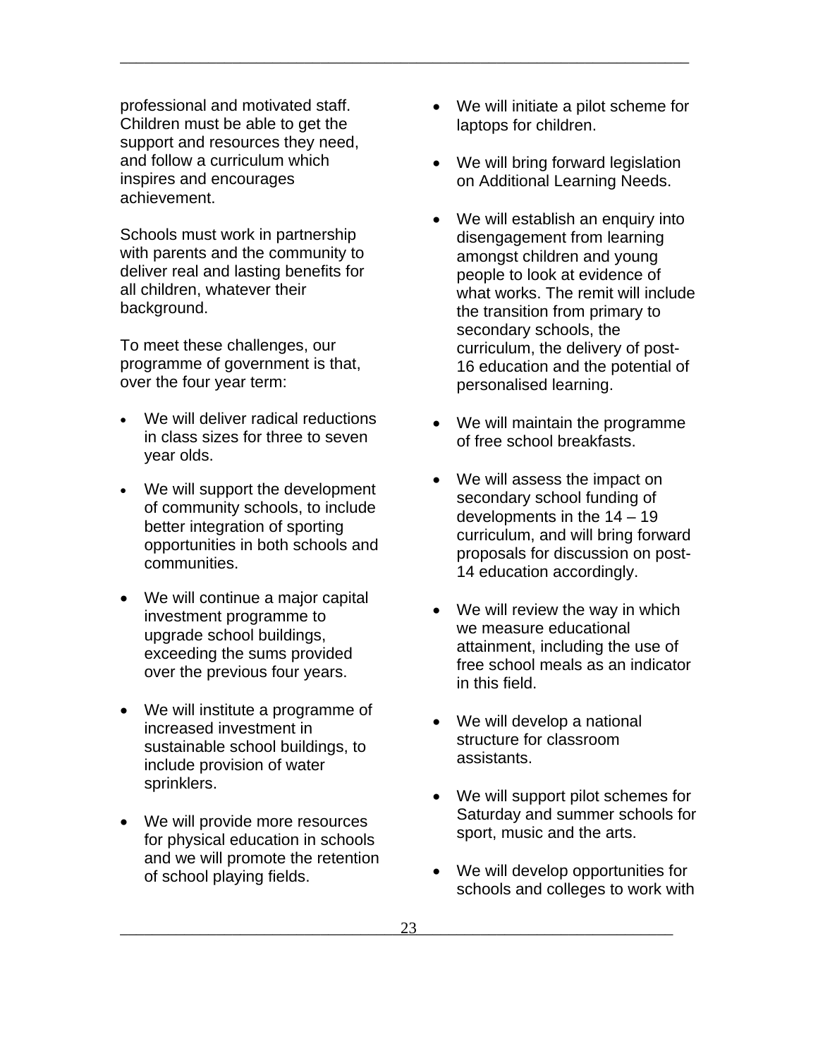professional and motivated staff. Children must be able to get the support and resources they need, and follow a curriculum which inspires and encourages achievement.

Schools must work in partnership with parents and the community to deliver real and lasting benefits for all children, whatever their background.

To meet these challenges, our programme of government is that, over the four year term:

- We will deliver radical reductions in class sizes for three to seven year olds.
- We will support the development of community schools, to include better integration of sporting opportunities in both schools and communities.
- We will continue a major capital investment programme to upgrade school buildings, exceeding the sums provided over the previous four years.
- We will institute a programme of increased investment in sustainable school buildings, to include provision of water sprinklers.
- We will provide more resources for physical education in schools and we will promote the retention of school playing fields.
- We will initiate a pilot scheme for laptops for children.
- We will bring forward legislation on Additional Learning Needs.
- We will establish an enquiry into disengagement from learning amongst children and young people to look at evidence of what works. The remit will include the transition from primary to secondary schools, the curriculum, the delivery of post-16 education and the potential of personalised learning.
- We will maintain the programme of free school breakfasts.
- We will assess the impact on secondary school funding of developments in the 14 – 19 curriculum, and will bring forward proposals for discussion on post-14 education accordingly.
- We will review the way in which we measure educational attainment, including the use of free school meals as an indicator in this field.
- We will develop a national structure for classroom assistants.
- We will support pilot schemes for Saturday and summer schools for sport, music and the arts.
- We will develop opportunities for schools and colleges to work with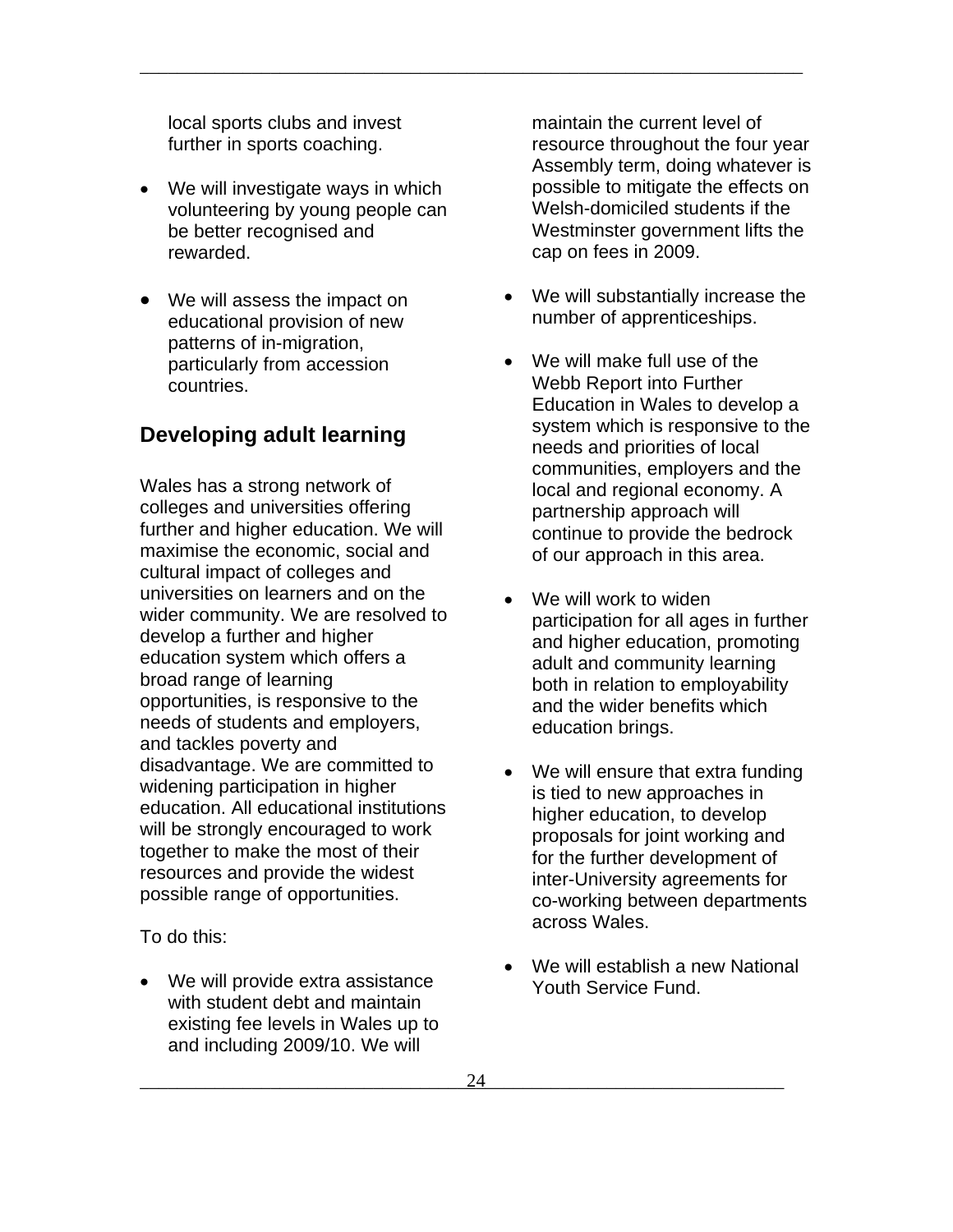local sports clubs and invest further in sports coaching.

- We will investigate ways in which volunteering by young people can be better recognised and rewarded.

- We will assess the impact on educational provision of new patterns of in-migration, particularly from accession countries.

## Developing adult learning

Wales has a strong network of colleges and universities offering further and higher education. We will maximise the economic, social and cultural impact of colleges and universities on learners and on the wider community. We are resolved to develop a further and higher education system which offers a broad range of learning opportunities, is responsive to the needs of students and employers, and tackles poverty and disadvantage. We are committed to widening participation in higher education. All educational institutions will be strongly encouraged to work together to make the most of their resources and provide the widest possible range of opportunities.

To do this:

- We will provide extra assistance with student debt and maintain existing fee levels in Wales up to and including 2009/10. We will maintain the current level of resource throughout the four year Assembly term, doing whatever is possible to mitigate the effects on Welsh-domiciled students if the Westminster government lifts the cap on fees in 2009.

- We will substantially increase the number of apprenticeships.

- We will make full use of the Webb Report into Further Education in Wales to develop a system which is responsive to the needs and priorities of local communities, employers and the local and regional economy. A partnership approach will continue to provide the bedrock of our approach in this area.

- We will work to widen participation for all ages in further and higher education, promoting adult and community learning both in relation to employability and the wider benefits which education brings.

- We will ensure that extra funding is tied to new approaches in higher education, to develop proposals for joint working and for the further development of inter-University agreements for co-working between departments across Wales.

- We will establish a new National Youth Service Fund.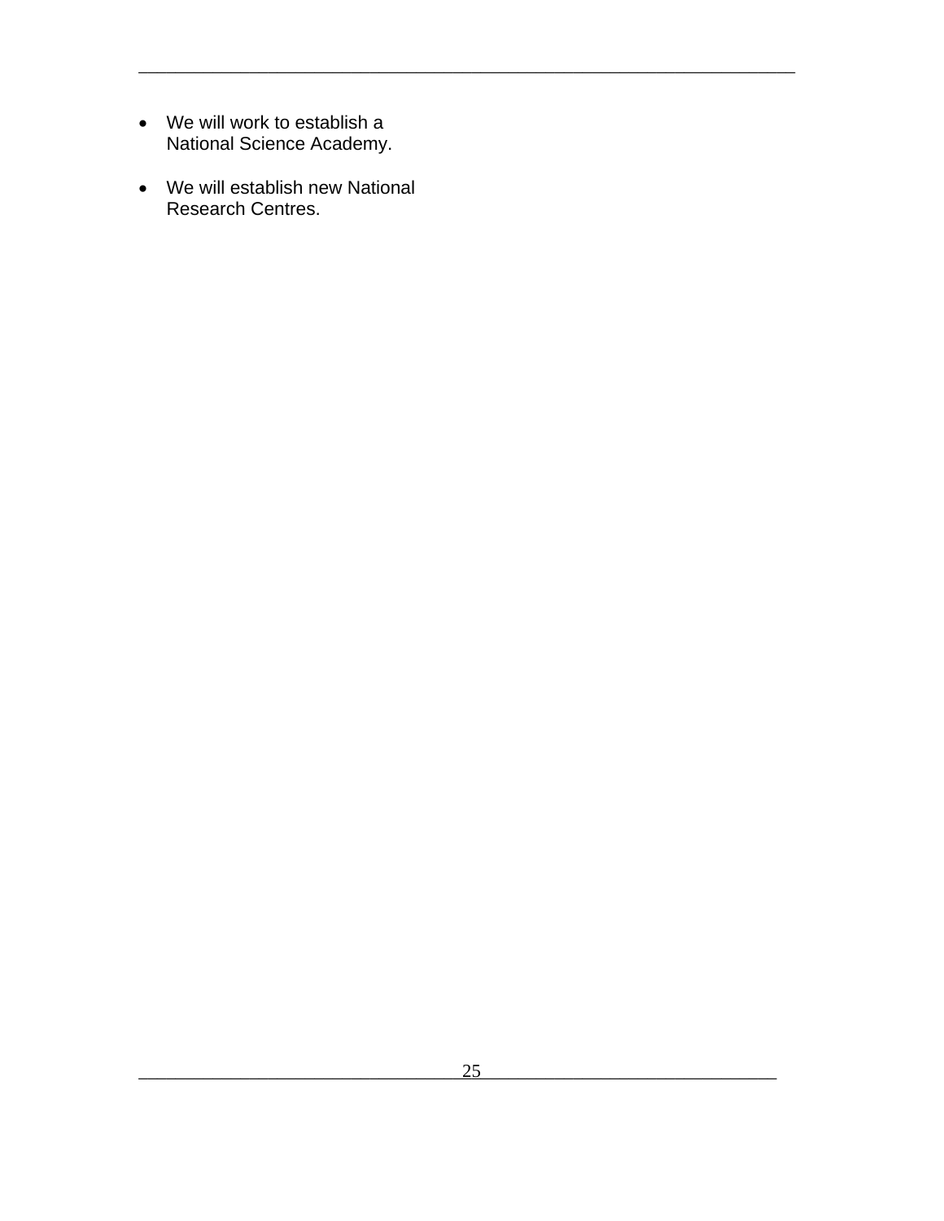- We will work to establish a National Science Academy.

- We will establish new National Research Centres.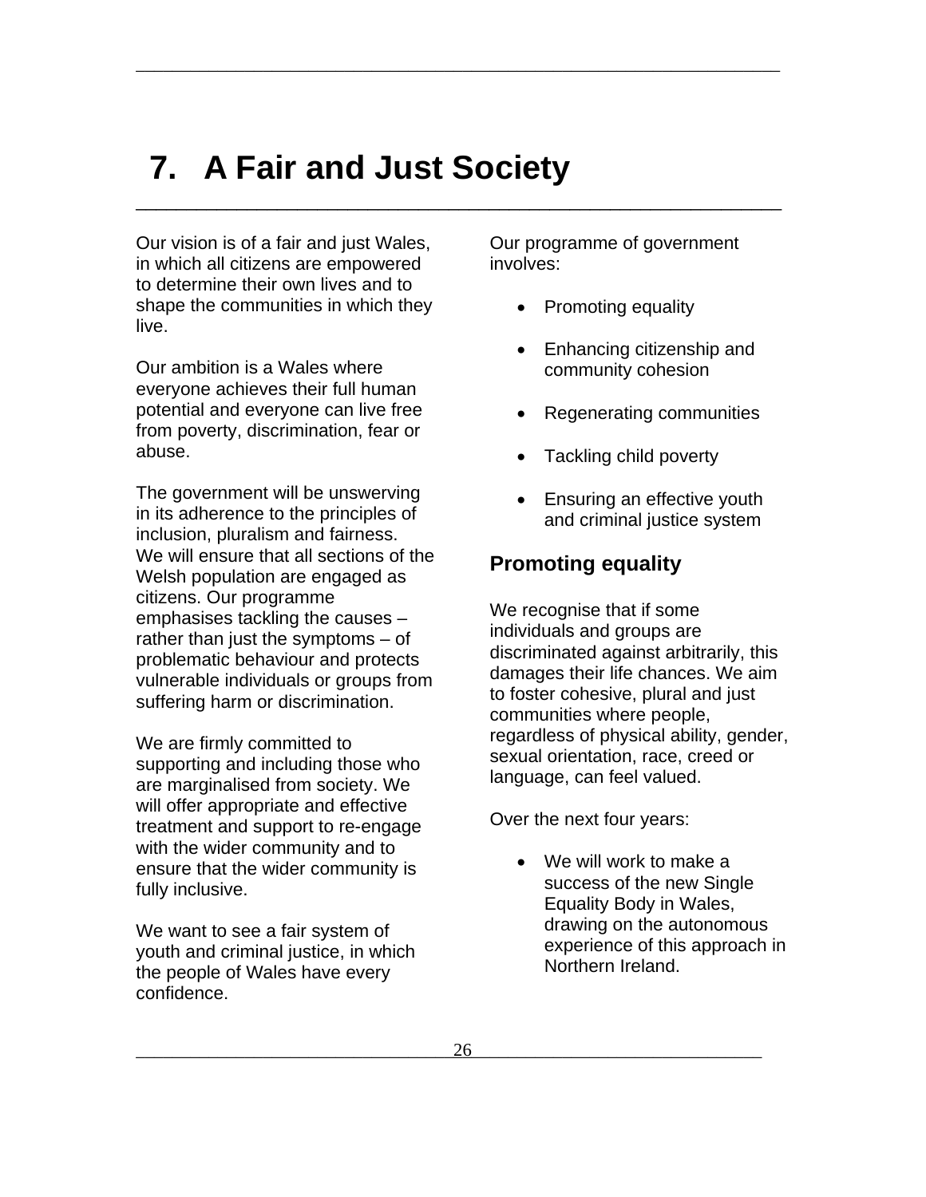# 7. A Fair and Just Society

Our vision is of a fair and just Wales, in which all citizens are empowered to determine their own lives and to shape the communities in which they live.

Our ambition is a Wales where everyone achieves their full human potential and everyone can live free from poverty, discrimination, fear or abuse.

The government will be unswerving in its adherence to the principles of inclusion, pluralism and fairness. We will ensure that all sections of the Welsh population are engaged as citizens. Our programme emphasises tackling the causes – rather than just the symptoms – of problematic behaviour and protects vulnerable individuals or groups from suffering harm or discrimination.

We are firmly committed to supporting and including those who are marginalised from society. We will offer appropriate and effective treatment and support to re-engage with the wider community and to ensure that the wider community is fully inclusive.

We want to see a fair system of youth and criminal justice, in which the people of Wales have every confidence.

Our programme of government involves:

- Promoting equality
- Enhancing citizenship and community cohesion
- Regenerating communities
- Tackling child poverty
- Ensuring an effective youth and criminal justice system

## Promoting equality

We recognise that if some individuals and groups are discriminated against arbitrarily, this damages their life chances. We aim to foster cohesive, plural and just communities where people, regardless of physical ability, gender, sexual orientation, race, creed or language, can feel valued.

Over the next four years:

- We will work to make a success of the new Single Equality Body in Wales, drawing on the autonomous experience of this approach in Northern Ireland.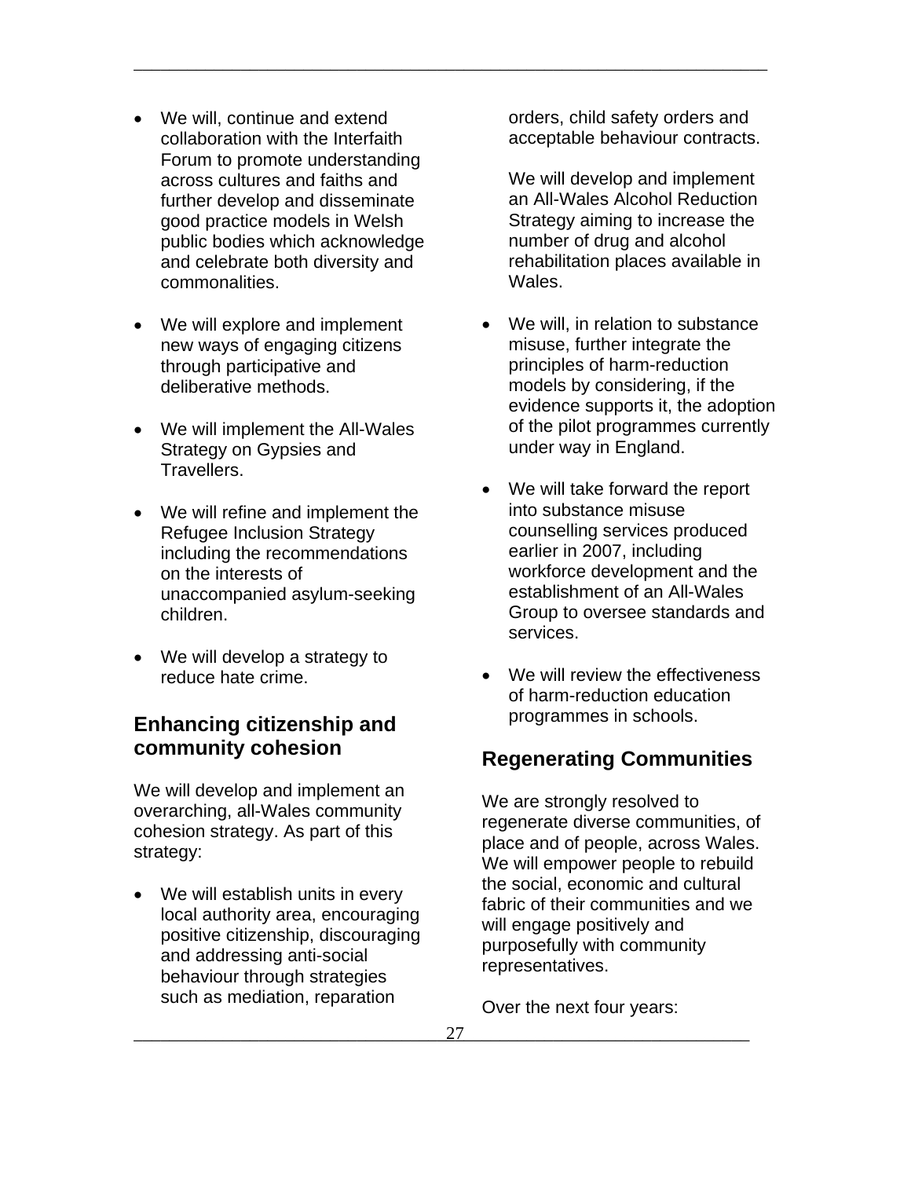- We will, continue and extend collaboration with the Interfaith Forum to promote understanding across cultures and faiths and further develop and disseminate good practice models in Welsh public bodies which acknowledge and celebrate both diversity and commonalities.

- We will explore and implement new ways of engaging citizens through participative and deliberative methods.

- We will implement the All-Wales Strategy on Gypsies and Travellers.

- We will refine and implement the Refugee Inclusion Strategy including the recommendations on the interests of unaccompanied asylum-seeking children.

- We will develop a strategy to reduce hate crime.

## Enhancing citizenship and community cohesion

We will develop and implement an overarching, all-Wales community cohesion strategy. As part of this strategy:

- We will establish units in every local authority area, encouraging positive citizenship, discouraging and addressing anti-social behaviour through strategies such as mediation, reparation orders, child safety orders and acceptable behaviour contracts.

  We will develop and implement an All-Wales Alcohol Reduction Strategy aiming to increase the number of drug and alcohol rehabilitation places available in Wales.

- We will, in relation to substance misuse, further integrate the principles of harm-reduction models by considering, if the evidence supports it, the adoption of the pilot programmes currently under way in England.

- We will take forward the report into substance misuse counselling services produced earlier in 2007, including workforce development and the establishment of an All-Wales Group to oversee standards and services.

- We will review the effectiveness of harm-reduction education programmes in schools.

## Regenerating Communities

We are strongly resolved to regenerate diverse communities, of place and of people, across Wales. We will empower people to rebuild the social, economic and cultural fabric of their communities and we will engage positively and purposefully with community representatives.

Over the next four years: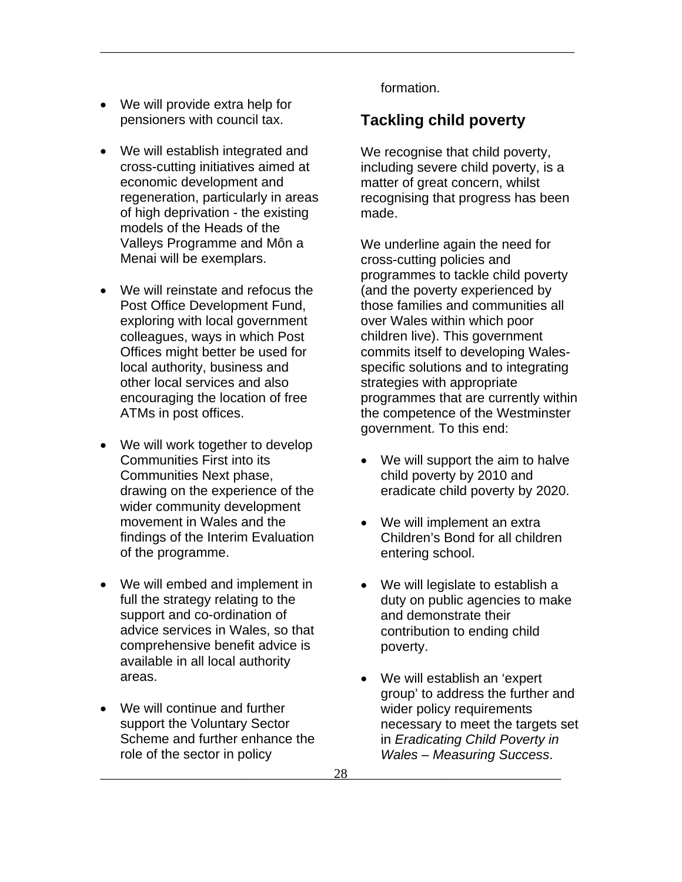- We will provide extra help for pensioners with council tax.

- We will establish integrated and cross-cutting initiatives aimed at economic development and regeneration, particularly in areas of high deprivation - the existing models of the Heads of the Valleys Programme and Môn a Menai will be exemplars.

- We will reinstate and refocus the Post Office Development Fund, exploring with local government colleagues, ways in which Post Offices might better be used for local authority, business and other local services and also encouraging the location of free ATMs in post offices.

- We will work together to develop Communities First into its Communities Next phase, drawing on the experience of the wider community development movement in Wales and the findings of the Interim Evaluation of the programme.

- We will embed and implement in full the strategy relating to the support and co-ordination of advice services in Wales, so that comprehensive benefit advice is available in all local authority areas.

- We will continue and further support the Voluntary Sector Scheme and further enhance the role of the sector in policy formation.

## Tackling child poverty

We recognise that child poverty, including severe child poverty, is a matter of great concern, whilst recognising that progress has been made.

We underline again the need for cross-cutting policies and programmes to tackle child poverty (and the poverty experienced by those families and communities all over Wales within which poor children live). This government commits itself to developing Wales-specific solutions and to integrating strategies with appropriate programmes that are currently within the competence of the Westminster government. To this end:

- We will support the aim to halve child poverty by 2010 and eradicate child poverty by 2020.

- We will implement an extra Children's Bond for all children entering school.

- We will legislate to establish a duty on public agencies to make and demonstrate their contribution to ending child poverty.

- We will establish an 'expert group' to address the further and wider policy requirements necessary to meet the targets set in *Eradicating Child Poverty in Wales – Measuring Success*.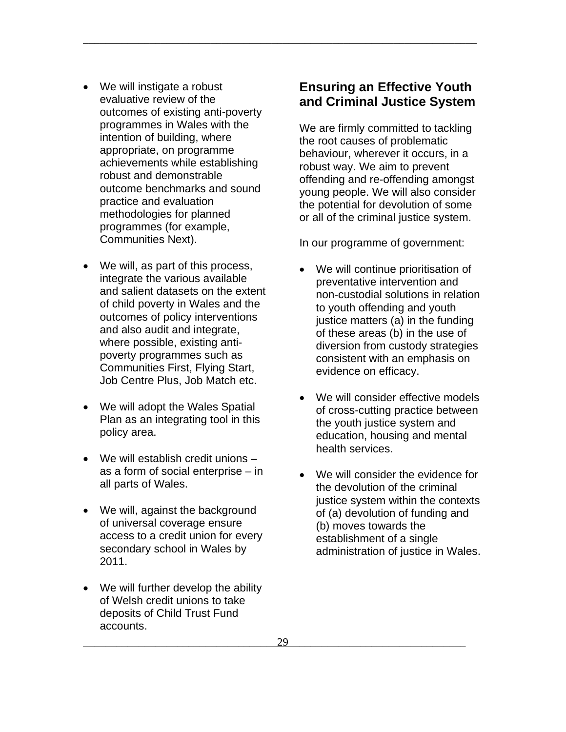- We will instigate a robust evaluative review of the outcomes of existing anti-poverty programmes in Wales with the intention of building, where appropriate, on programme achievements while establishing robust and demonstrable outcome benchmarks and sound practice and evaluation methodologies for planned programmes (for example, Communities Next).

- We will, as part of this process, integrate the various available and salient datasets on the extent of child poverty in Wales and the outcomes of policy interventions and also audit and integrate, where possible, existing anti-poverty programmes such as Communities First, Flying Start, Job Centre Plus, Job Match etc.

- We will adopt the Wales Spatial Plan as an integrating tool in this policy area.

- We will establish credit unions – as a form of social enterprise – in all parts of Wales.

- We will, against the background of universal coverage ensure access to a credit union for every secondary school in Wales by 2011.

- We will further develop the ability of Welsh credit unions to take deposits of Child Trust Fund accounts.

## Ensuring an Effective Youth and Criminal Justice System

We are firmly committed to tackling the root causes of problematic behaviour, wherever it occurs, in a robust way. We aim to prevent offending and re-offending amongst young people. We will also consider the potential for devolution of some or all of the criminal justice system.

In our programme of government:

- We will continue prioritisation of preventative intervention and non-custodial solutions in relation to youth offending and youth justice matters (a) in the funding of these areas (b) in the use of diversion from custody strategies consistent with an emphasis on evidence on efficacy.

- We will consider effective models of cross-cutting practice between the youth justice system and education, housing and mental health services.

- We will consider the evidence for the devolution of the criminal justice system within the contexts of (a) devolution of funding and (b) moves towards the establishment of a single administration of justice in Wales.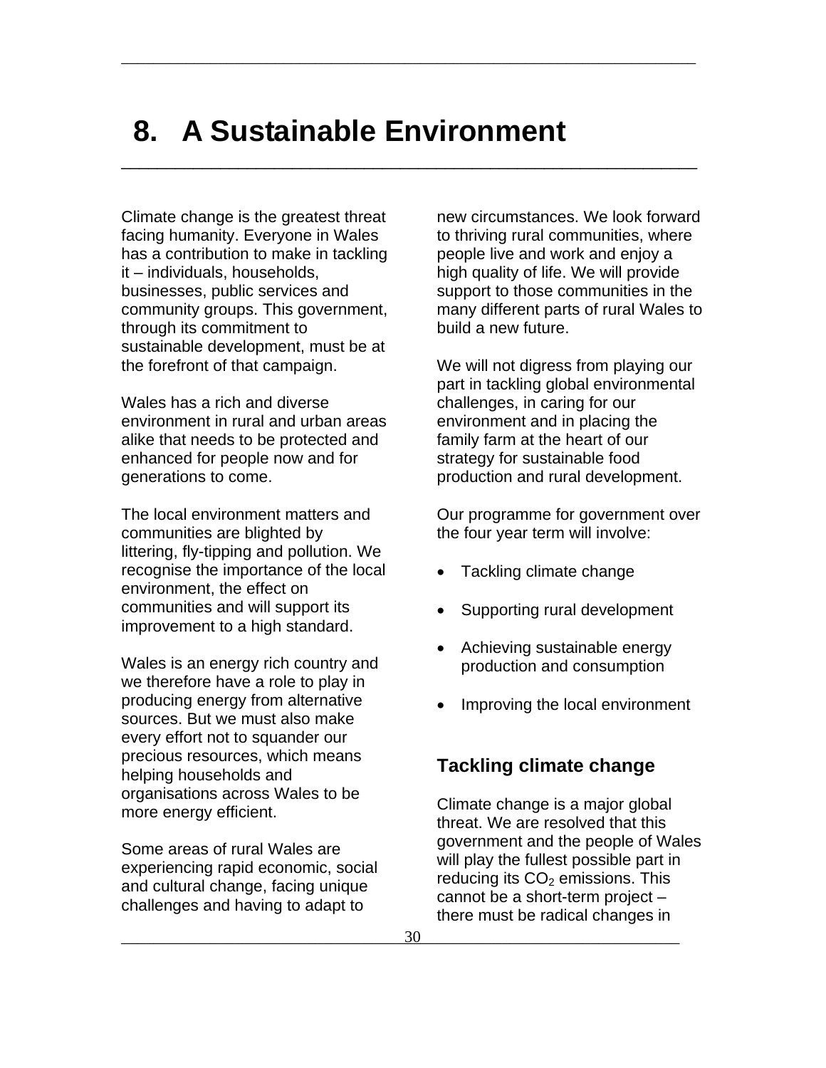# 8. A Sustainable Environment

Climate change is the greatest threat facing humanity. Everyone in Wales has a contribution to make in tackling it – individuals, households, businesses, public services and community groups. This government, through its commitment to sustainable development, must be at the forefront of that campaign.

Wales has a rich and diverse environment in rural and urban areas alike that needs to be protected and enhanced for people now and for generations to come.

The local environment matters and communities are blighted by littering, fly-tipping and pollution. We recognise the importance of the local environment, the effect on communities and will support its improvement to a high standard.

Wales is an energy rich country and we therefore have a role to play in producing energy from alternative sources. But we must also make every effort not to squander our precious resources, which means helping households and organisations across Wales to be more energy efficient.

Some areas of rural Wales are experiencing rapid economic, social and cultural change, facing unique challenges and having to adapt to new circumstances. We look forward to thriving rural communities, where people live and work and enjoy a high quality of life. We will provide support to those communities in the many different parts of rural Wales to build a new future.

We will not digress from playing our part in tackling global environmental challenges, in caring for our environment and in placing the family farm at the heart of our strategy for sustainable food production and rural development.

Our programme for government over the four year term will involve:

- Tackling climate change
- Supporting rural development
- Achieving sustainable energy production and consumption
- Improving the local environment

## Tackling climate change

Climate change is a major global threat. We are resolved that this government and the people of Wales will play the fullest possible part in reducing its $CO_2$ emissions. This cannot be a short-term project – there must be radical changes in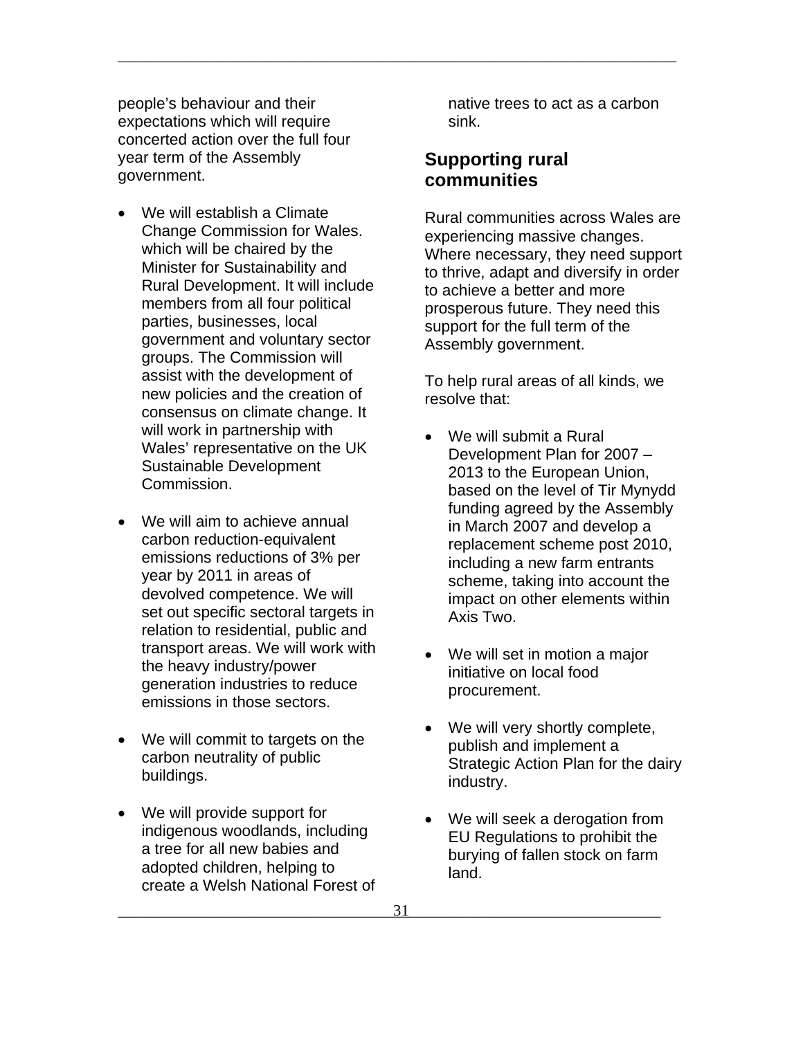people's behaviour and their expectations which will require concerted action over the full four year term of the Assembly government.

- We will establish a Climate Change Commission for Wales. which will be chaired by the Minister for Sustainability and Rural Development. It will include members from all four political parties, businesses, local government and voluntary sector groups. The Commission will assist with the development of new policies and the creation of consensus on climate change. It will work in partnership with Wales' representative on the UK Sustainable Development Commission.

- We will aim to achieve annual carbon reduction-equivalent emissions reductions of 3% per year by 2011 in areas of devolved competence. We will set out specific sectoral targets in relation to residential, public and transport areas. We will work with the heavy industry/power generation industries to reduce emissions in those sectors.

- We will commit to targets on the carbon neutrality of public buildings.

- We will provide support for indigenous woodlands, including a tree for all new babies and adopted children, helping to create a Welsh National Forest of native trees to act as a carbon sink.

## Supporting rural communities

Rural communities across Wales are experiencing massive changes. Where necessary, they need support to thrive, adapt and diversify in order to achieve a better and more prosperous future. They need this support for the full term of the Assembly government.

To help rural areas of all kinds, we resolve that:

- We will submit a Rural Development Plan for 2007 – 2013 to the European Union, based on the level of Tir Mynydd funding agreed by the Assembly in March 2007 and develop a replacement scheme post 2010, including a new farm entrants scheme, taking into account the impact on other elements within Axis Two.

- We will set in motion a major initiative on local food procurement.

- We will very shortly complete, publish and implement a Strategic Action Plan for the dairy industry.

- We will seek a derogation from EU Regulations to prohibit the burying of fallen stock on farm land.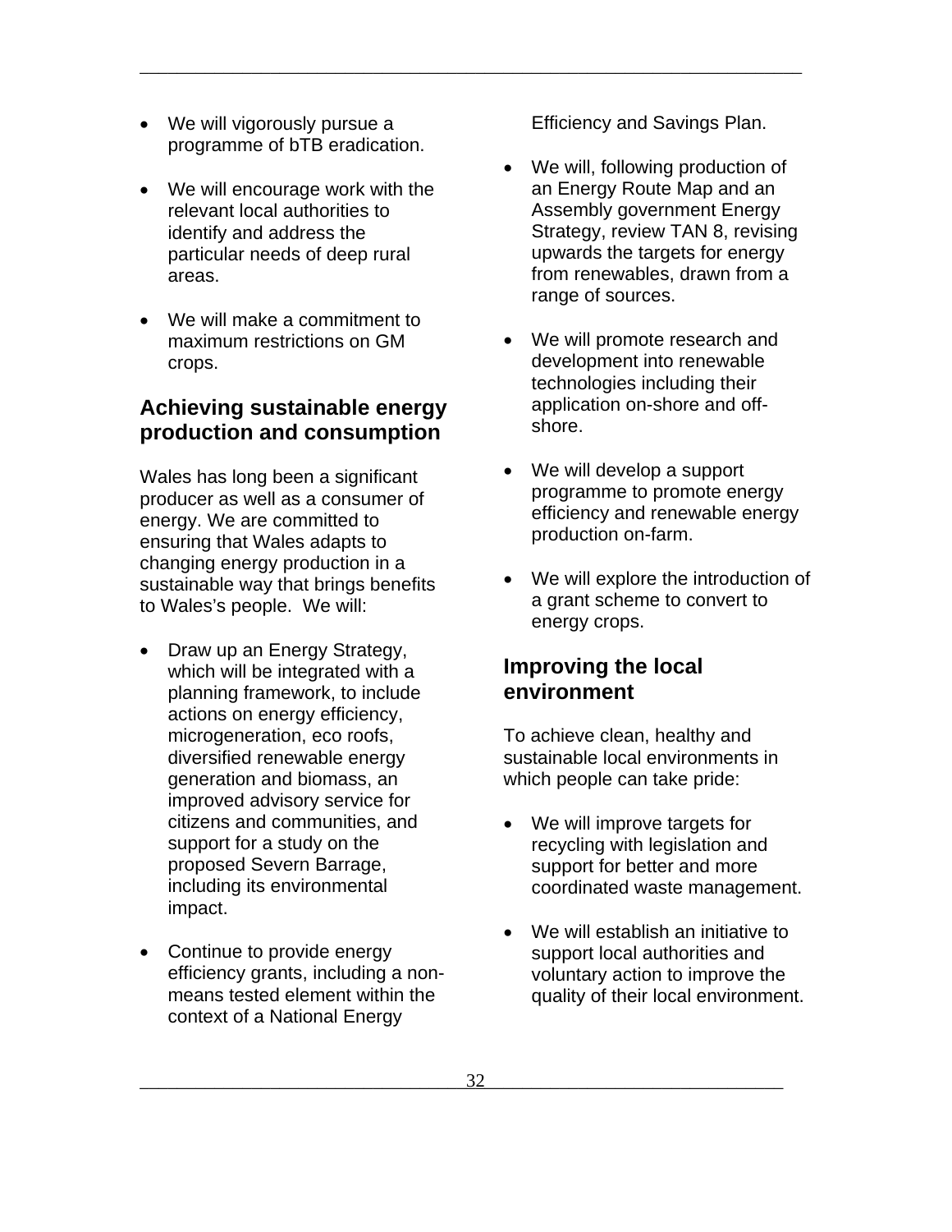- We will vigorously pursue a programme of bTB eradication.
- We will encourage work with the relevant local authorities to identify and address the particular needs of deep rural areas.
- We will make a commitment to maximum restrictions on GM crops.

## Achieving sustainable energy production and consumption

Wales has long been a significant producer as well as a consumer of energy. We are committed to ensuring that Wales adapts to changing energy production in a sustainable way that brings benefits to Wales's people. We will:

- Draw up an Energy Strategy, which will be integrated with a planning framework, to include actions on energy efficiency, microgeneration, eco roofs, diversified renewable energy generation and biomass, an improved advisory service for citizens and communities, and support for a study on the proposed Severn Barrage, including its environmental impact.
- Continue to provide energy efficiency grants, including a non-means tested element within the context of a National Energy Efficiency and Savings Plan.
- We will, following production of an Energy Route Map and an Assembly government Energy Strategy, review TAN 8, revising upwards the targets for energy from renewables, drawn from a range of sources.
- We will promote research and development into renewable technologies including their application on-shore and off-shore.
- We will develop a support programme to promote energy efficiency and renewable energy production on-farm.
- We will explore the introduction of a grant scheme to convert to energy crops.

## Improving the local environment

To achieve clean, healthy and sustainable local environments in which people can take pride:

- We will improve targets for recycling with legislation and support for better and more coordinated waste management.
- We will establish an initiative to support local authorities and voluntary action to improve the quality of their local environment.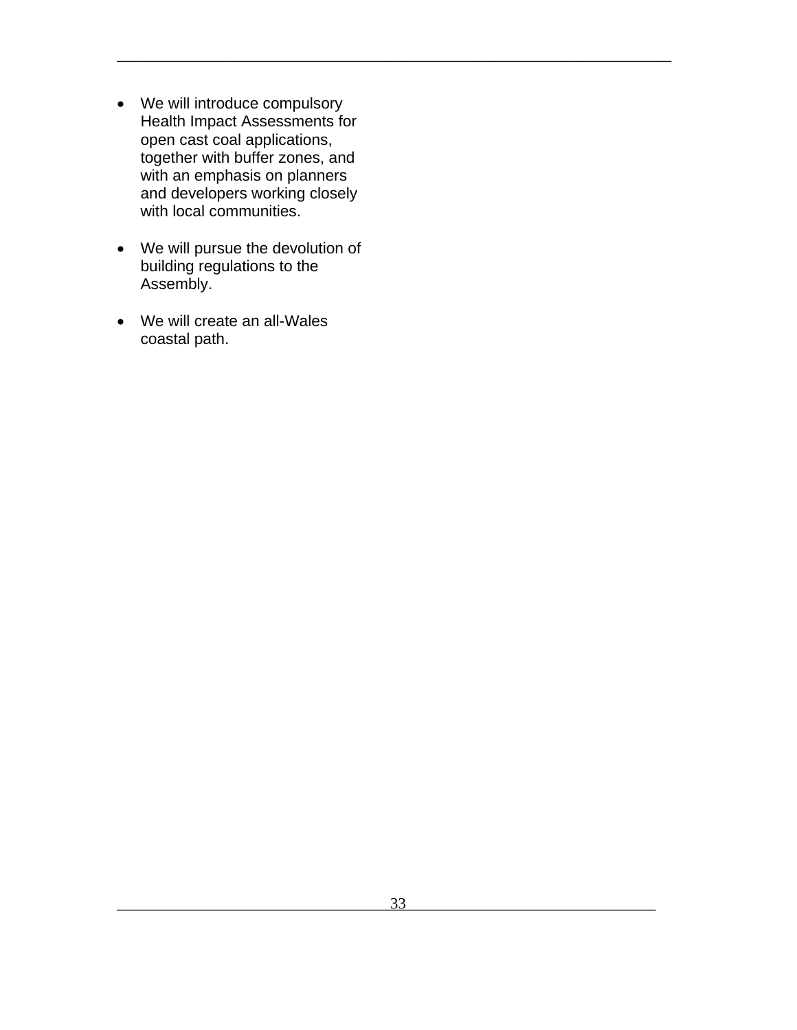- We will introduce compulsory Health Impact Assessments for open cast coal applications, together with buffer zones, and with an emphasis on planners and developers working closely with local communities.

- We will pursue the devolution of building regulations to the Assembly.

- We will create an all-Wales coastal path.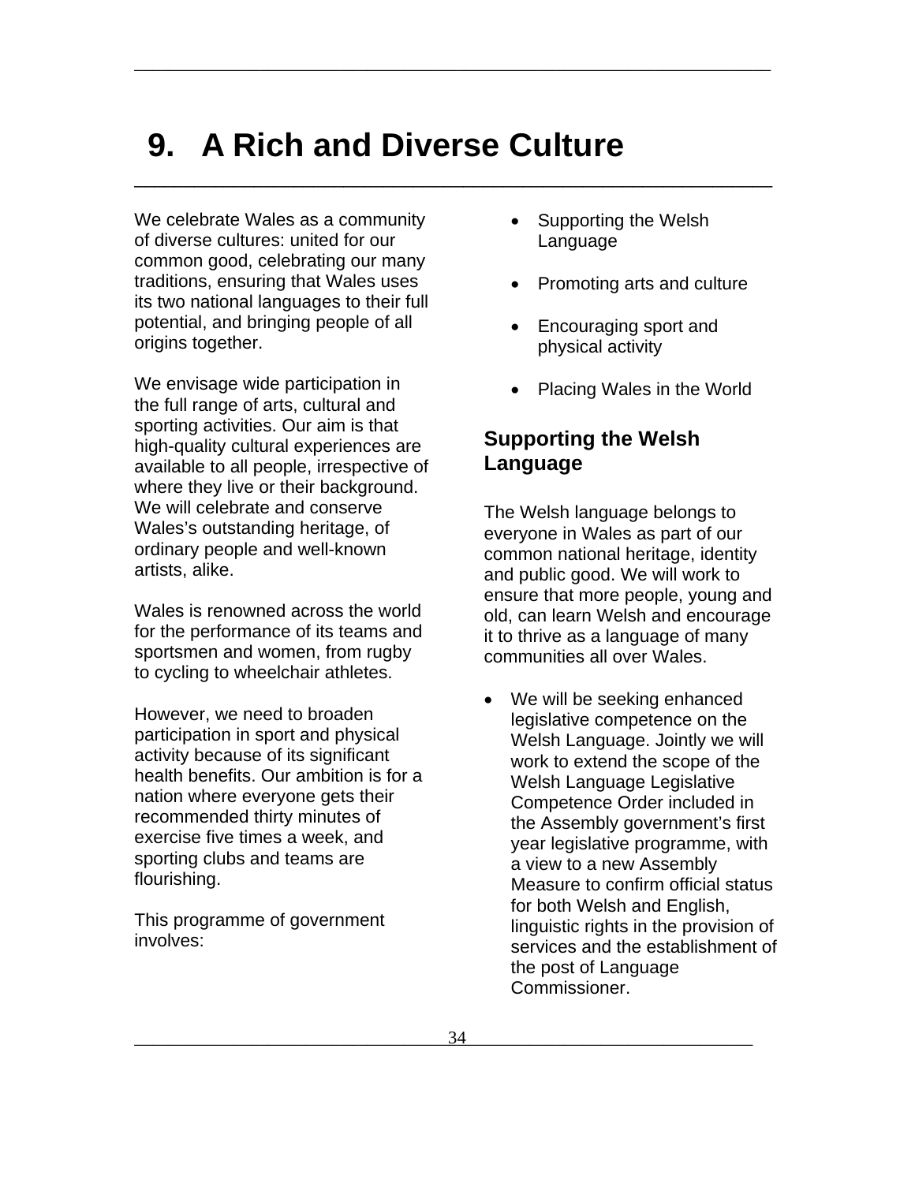# 9. A Rich and Diverse Culture

We celebrate Wales as a community of diverse cultures: united for our common good, celebrating our many traditions, ensuring that Wales uses its two national languages to their full potential, and bringing people of all origins together.

We envisage wide participation in the full range of arts, cultural and sporting activities. Our aim is that high-quality cultural experiences are available to all people, irrespective of where they live or their background. We will celebrate and conserve Wales's outstanding heritage, of ordinary people and well-known artists, alike.

Wales is renowned across the world for the performance of its teams and sportsmen and women, from rugby to cycling to wheelchair athletes.

However, we need to broaden participation in sport and physical activity because of its significant health benefits. Our ambition is for a nation where everyone gets their recommended thirty minutes of exercise five times a week, and sporting clubs and teams are flourishing.

This programme of government involves:

- Supporting the Welsh Language
- Promoting arts and culture
- Encouraging sport and physical activity
- Placing Wales in the World

## Supporting the Welsh Language

The Welsh language belongs to everyone in Wales as part of our common national heritage, identity and public good. We will work to ensure that more people, young and old, can learn Welsh and encourage it to thrive as a language of many communities all over Wales.

- We will be seeking enhanced legislative competence on the Welsh Language. Jointly we will work to extend the scope of the Welsh Language Legislative Competence Order included in the Assembly government's first year legislative programme, with a view to a new Assembly Measure to confirm official status for both Welsh and English, linguistic rights in the provision of services and the establishment of the post of Language Commissioner.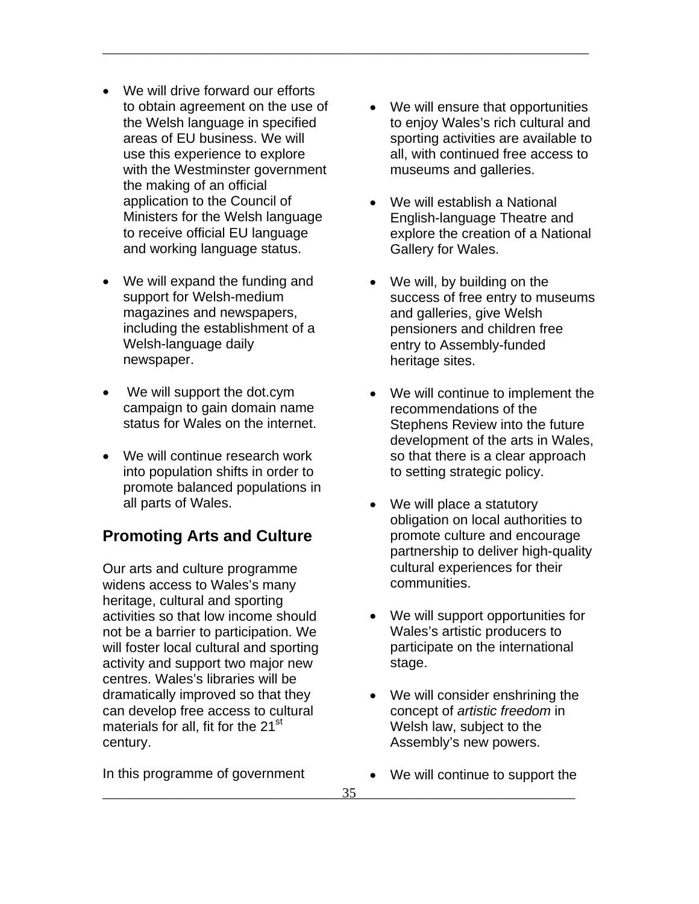- We will drive forward our efforts to obtain agreement on the use of the Welsh language in specified areas of EU business. We will use this experience to explore with the Westminster government the making of an official application to the Council of Ministers for the Welsh language to receive official EU language and working language status.

- We will expand the funding and support for Welsh-medium magazines and newspapers, including the establishment of a Welsh-language daily newspaper.

- We will support the dot.cym campaign to gain domain name status for Wales on the internet.

- We will continue research work into population shifts in order to promote balanced populations in all parts of Wales.

## Promoting Arts and Culture

Our arts and culture programme widens access to Wales's many heritage, cultural and sporting activities so that low income should not be a barrier to participation. We will foster local cultural and sporting activity and support two major new centres. Wales's libraries will be dramatically improved so that they can develop free access to cultural materials for all, fit for the 21st century.

In this programme of government

- We will ensure that opportunities to enjoy Wales's rich cultural and sporting activities are available to all, with continued free access to museums and galleries.

- We will establish a National English-language Theatre and explore the creation of a National Gallery for Wales.

- We will, by building on the success of free entry to museums and galleries, give Welsh pensioners and children free entry to Assembly-funded heritage sites.

- We will continue to implement the recommendations of the Stephens Review into the future development of the arts in Wales, so that there is a clear approach to setting strategic policy.

- We will place a statutory obligation on local authorities to promote culture and encourage partnership to deliver high-quality cultural experiences for their communities.

- We will support opportunities for Wales's artistic producers to participate on the international stage.

- We will consider enshrining the concept of *artistic freedom* in Welsh law, subject to the Assembly's new powers.

- We will continue to support the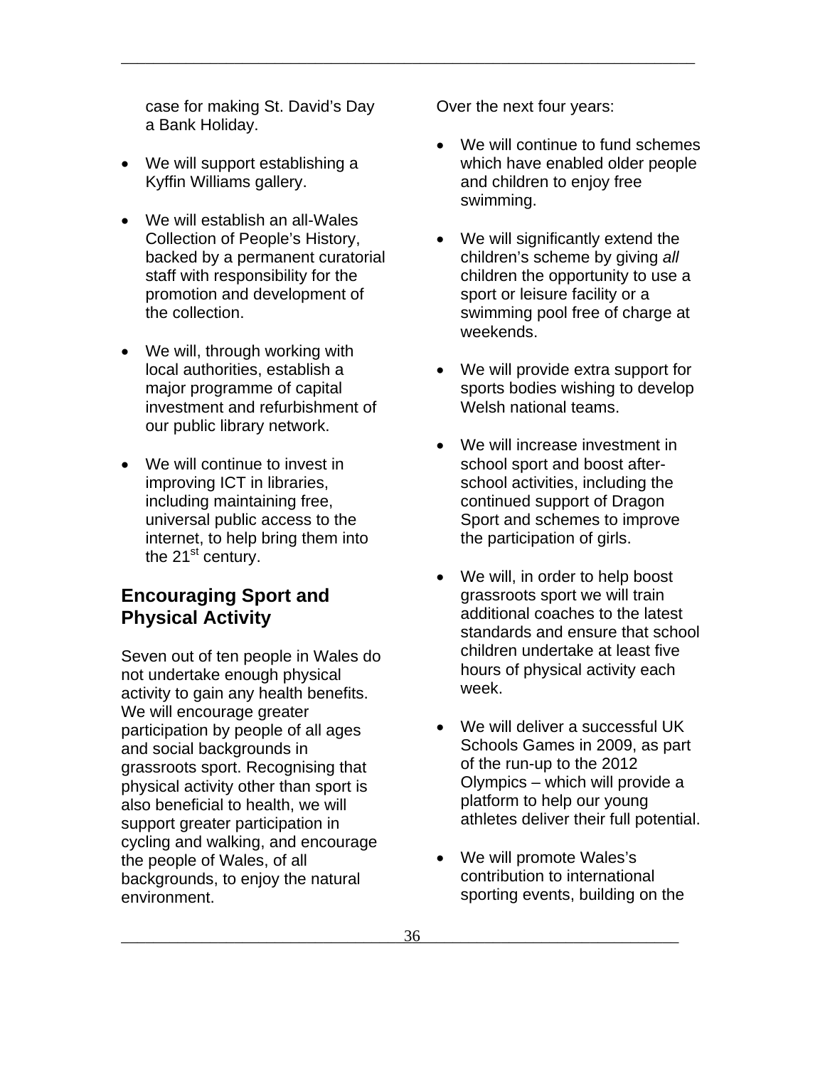case for making St. David's Day a Bank Holiday.

- We will support establishing a Kyffin Williams gallery.
- We will establish an all-Wales Collection of People's History, backed by a permanent curatorial staff with responsibility for the promotion and development of the collection.
- We will, through working with local authorities, establish a major programme of capital investment and refurbishment of our public library network.
- We will continue to invest in improving ICT in libraries, including maintaining free, universal public access to the internet, to help bring them into the 21st century.

## Encouraging Sport and Physical Activity

Seven out of ten people in Wales do not undertake enough physical activity to gain any health benefits. We will encourage greater participation by people of all ages and social backgrounds in grassroots sport. Recognising that physical activity other than sport is also beneficial to health, we will support greater participation in cycling and walking, and encourage the people of Wales, of all backgrounds, to enjoy the natural environment.

Over the next four years:

- We will continue to fund schemes which have enabled older people and children to enjoy free swimming.
- We will significantly extend the children's scheme by giving *all* children the opportunity to use a sport or leisure facility or a swimming pool free of charge at weekends.
- We will provide extra support for sports bodies wishing to develop Welsh national teams.
- We will increase investment in school sport and boost after-school activities, including the continued support of Dragon Sport and schemes to improve the participation of girls.
- We will, in order to help boost grassroots sport we will train additional coaches to the latest standards and ensure that school children undertake at least five hours of physical activity each week.
- We will deliver a successful UK Schools Games in 2009, as part of the run-up to the 2012 Olympics – which will provide a platform to help our young athletes deliver their full potential.
- We will promote Wales's contribution to international sporting events, building on the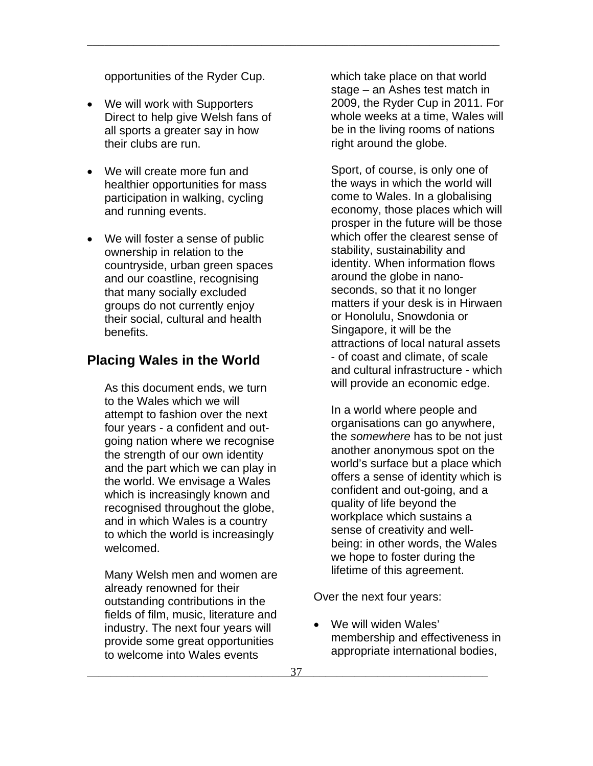opportunities of the Ryder Cup.

- We will work with Supporters Direct to help give Welsh fans of all sports a greater say in how their clubs are run.

- We will create more fun and healthier opportunities for mass participation in walking, cycling and running events.

- We will foster a sense of public ownership in relation to the countryside, urban green spaces and our coastline, recognising that many socially excluded groups do not currently enjoy their social, cultural and health benefits.

## Placing Wales in the World

As this document ends, we turn to the Wales which we will attempt to fashion over the next four years - a confident and out-going nation where we recognise the strength of our own identity and the part which we can play in the world. We envisage a Wales which is increasingly known and recognised throughout the globe, and in which Wales is a country to which the world is increasingly welcomed.

Many Welsh men and women are already renowned for their outstanding contributions in the fields of film, music, literature and industry. The next four years will provide some great opportunities to welcome into Wales events which take place on that world stage – an Ashes test match in 2009, the Ryder Cup in 2011. For whole weeks at a time, Wales will be in the living rooms of nations right around the globe.

Sport, of course, is only one of the ways in which the world will come to Wales. In a globalising economy, those places which will prosper in the future will be those which offer the clearest sense of stability, sustainability and identity. When information flows around the globe in nano-seconds, so that it no longer matters if your desk is in Hirwaen or Honolulu, Snowdonia or Singapore, it will be the attractions of local natural assets - of coast and climate, of scale and cultural infrastructure - which will provide an economic edge.

In a world where people and organisations can go anywhere, the *somewhere* has to be not just another anonymous spot on the world's surface but a place which offers a sense of identity which is confident and out-going, and a quality of life beyond the workplace which sustains a sense of creativity and well-being: in other words, the Wales we hope to foster during the lifetime of this agreement.

Over the next four years:

- We will widen Wales' membership and effectiveness in appropriate international bodies,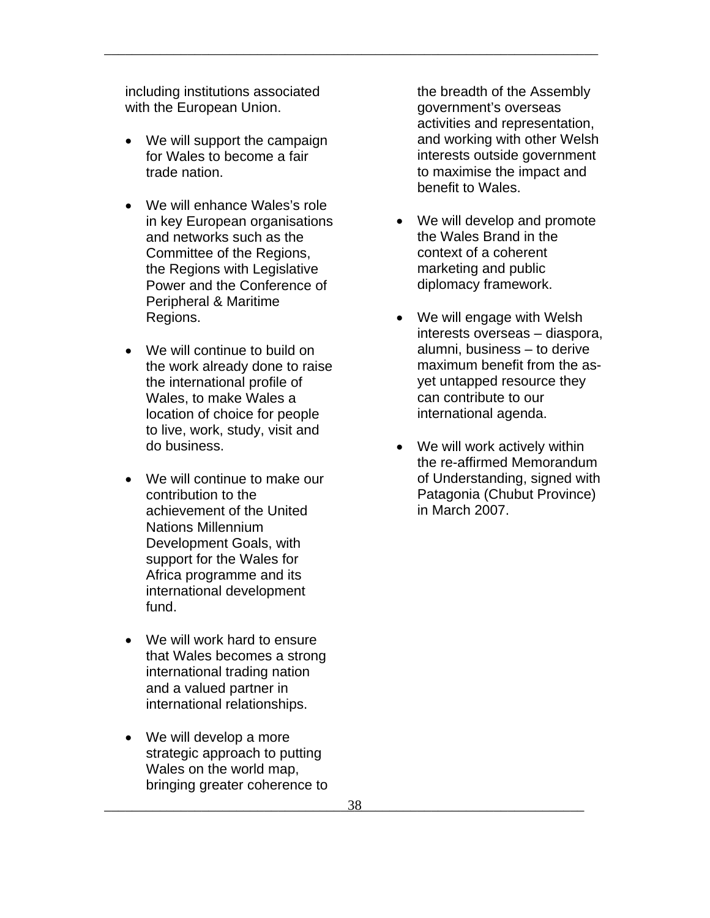including institutions associated with the European Union.

- We will support the campaign for Wales to become a fair trade nation.

- We will enhance Wales's role in key European organisations and networks such as the Committee of the Regions, the Regions with Legislative Power and the Conference of Peripheral & Maritime Regions.

- We will continue to build on the work already done to raise the international profile of Wales, to make Wales a location of choice for people to live, work, study, visit and do business.

- We will continue to make our contribution to the achievement of the United Nations Millennium Development Goals, with support for the Wales for Africa programme and its international development fund.

- We will work hard to ensure that Wales becomes a strong international trading nation and a valued partner in international relationships.

- We will develop a more strategic approach to putting Wales on the world map, bringing greater coherence to the breadth of the Assembly government's overseas activities and representation, and working with other Welsh interests outside government to maximise the impact and benefit to Wales.

- We will develop and promote the Wales Brand in the context of a coherent marketing and public diplomacy framework.

- We will engage with Welsh interests overseas – diaspora, alumni, business – to derive maximum benefit from the as-yet untapped resource they can contribute to our international agenda.

- We will work actively within the re-affirmed Memorandum of Understanding, signed with Patagonia (Chubut Province) in March 2007.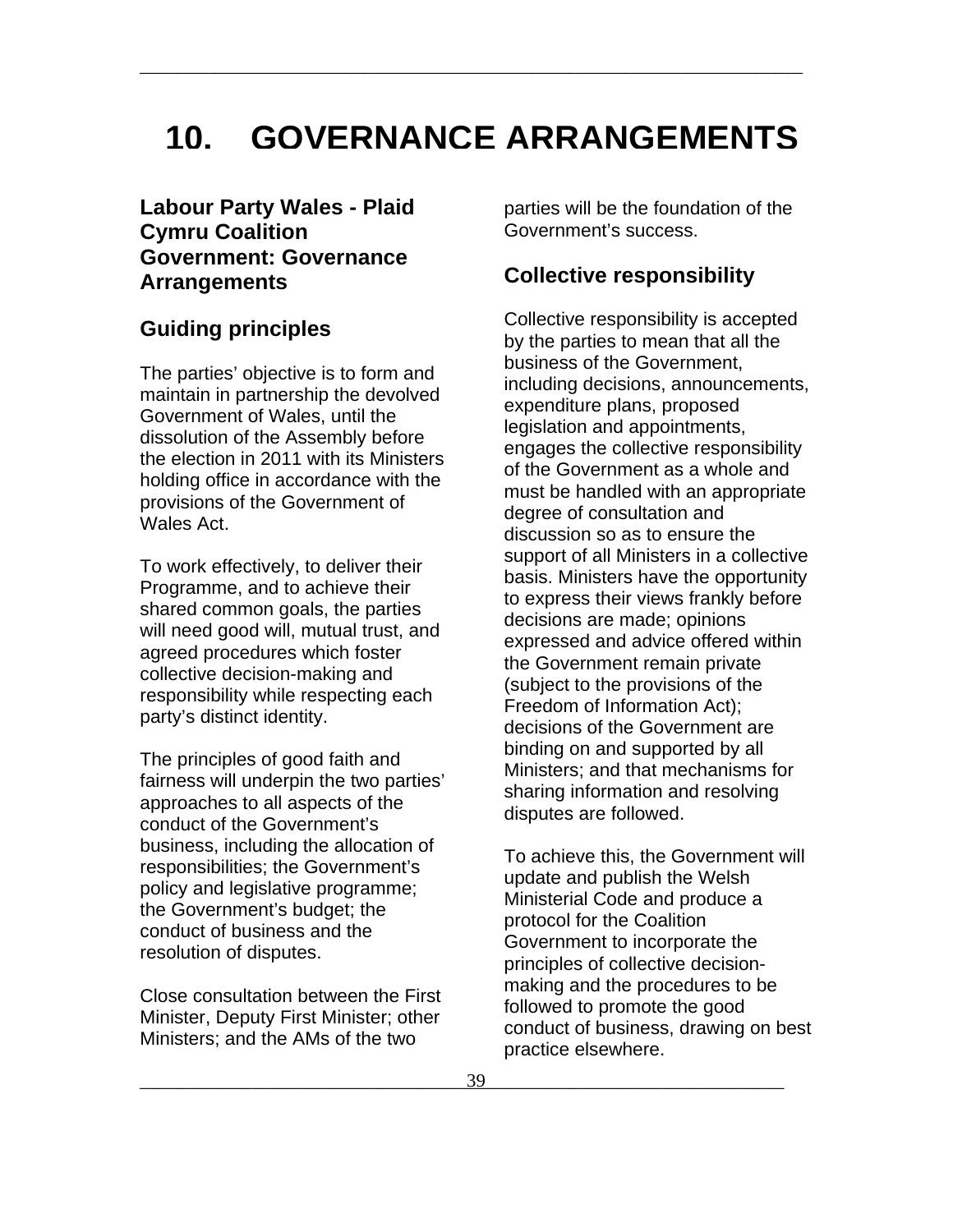# 10. GOVERNANCE ARRANGEMENTS

### Labour Party Wales - Plaid Cymru Coalition Government: Governance Arrangements

## Guiding principles

The parties' objective is to form and maintain in partnership the devolved Government of Wales, until the dissolution of the Assembly before the election in 2011 with its Ministers holding office in accordance with the provisions of the Government of Wales Act.

To work effectively, to deliver their Programme, and to achieve their shared common goals, the parties will need good will, mutual trust, and agreed procedures which foster collective decision-making and responsibility while respecting each party's distinct identity.

The principles of good faith and fairness will underpin the two parties' approaches to all aspects of the conduct of the Government's business, including the allocation of responsibilities; the Government's policy and legislative programme; the Government's budget; the conduct of business and the resolution of disputes.

Close consultation between the First Minister, Deputy First Minister; other Ministers; and the AMs of the two parties will be the foundation of the Government's success.

## Collective responsibility

Collective responsibility is accepted by the parties to mean that all the business of the Government, including decisions, announcements, expenditure plans, proposed legislation and appointments, engages the collective responsibility of the Government as a whole and must be handled with an appropriate degree of consultation and discussion so as to ensure the support of all Ministers in a collective basis. Ministers have the opportunity to express their views frankly before decisions are made; opinions expressed and advice offered within the Government remain private (subject to the provisions of the Freedom of Information Act); decisions of the Government are binding on and supported by all Ministers; and that mechanisms for sharing information and resolving disputes are followed.

To achieve this, the Government will update and publish the Welsh Ministerial Code and produce a protocol for the Coalition Government to incorporate the principles of collective decision-making and the procedures to be followed to promote the good conduct of business, drawing on best practice elsewhere.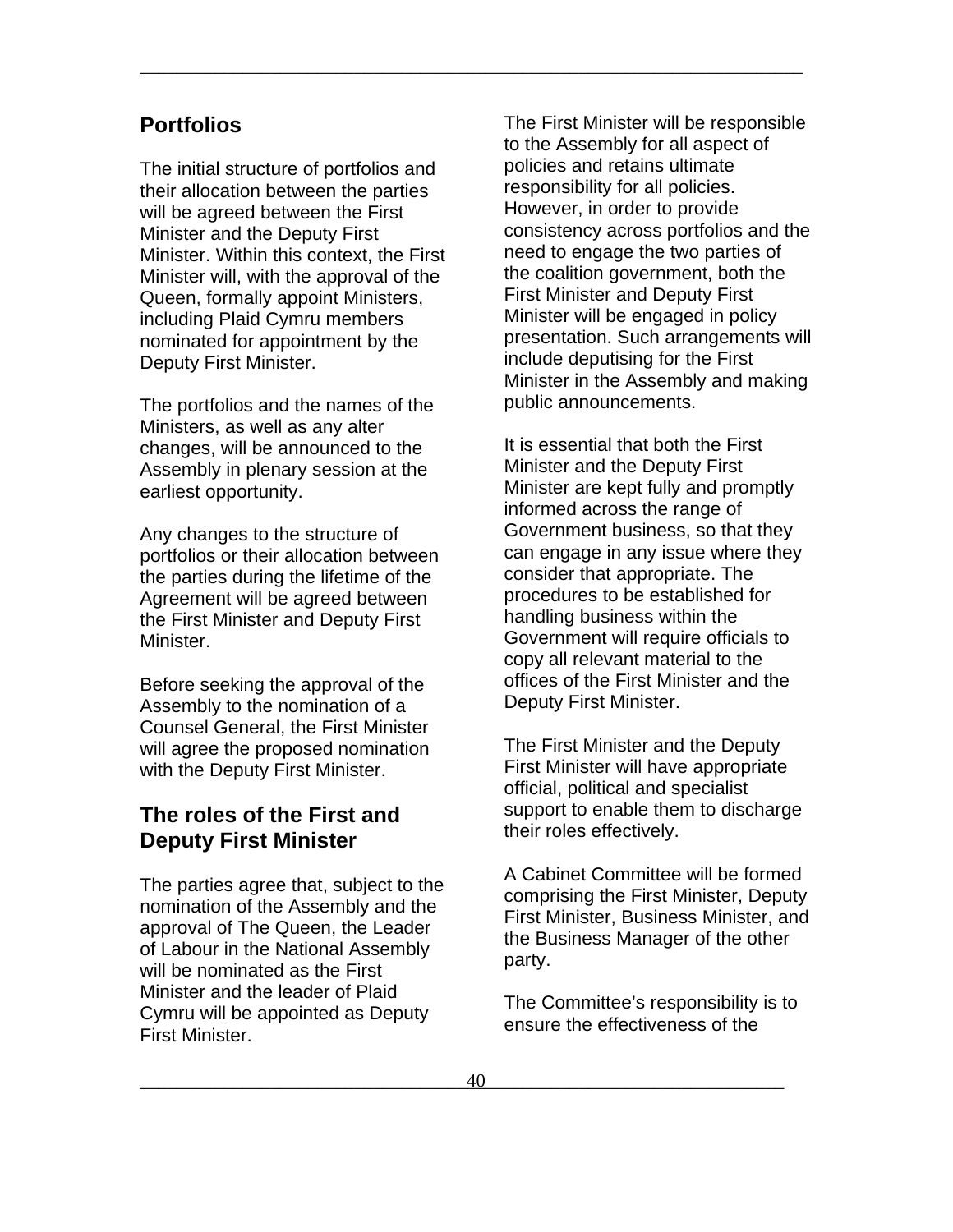## Portfolios

The initial structure of portfolios and their allocation between the parties will be agreed between the First Minister and the Deputy First Minister. Within this context, the First Minister will, with the approval of the Queen, formally appoint Ministers, including Plaid Cymru members nominated for appointment by the Deputy First Minister.

The portfolios and the names of the Ministers, as well as any alter changes, will be announced to the Assembly in plenary session at the earliest opportunity.

Any changes to the structure of portfolios or their allocation between the parties during the lifetime of the Agreement will be agreed between the First Minister and Deputy First Minister.

Before seeking the approval of the Assembly to the nomination of a Counsel General, the First Minister will agree the proposed nomination with the Deputy First Minister.

## The roles of the First and Deputy First Minister

The parties agree that, subject to the nomination of the Assembly and the approval of The Queen, the Leader of Labour in the National Assembly will be nominated as the First Minister and the leader of Plaid Cymru will be appointed as Deputy First Minister.

The First Minister will be responsible to the Assembly for all aspect of policies and retains ultimate responsibility for all policies. However, in order to provide consistency across portfolios and the need to engage the two parties of the coalition government, both the First Minister and Deputy First Minister will be engaged in policy presentation. Such arrangements will include deputising for the First Minister in the Assembly and making public announcements.

It is essential that both the First Minister and the Deputy First Minister are kept fully and promptly informed across the range of Government business, so that they can engage in any issue where they consider that appropriate. The procedures to be established for handling business within the Government will require officials to copy all relevant material to the offices of the First Minister and the Deputy First Minister.

The First Minister and the Deputy First Minister will have appropriate official, political and specialist support to enable them to discharge their roles effectively.

A Cabinet Committee will be formed comprising the First Minister, Deputy First Minister, Business Minister, and the Business Manager of the other party.

The Committee's responsibility is to ensure the effectiveness of the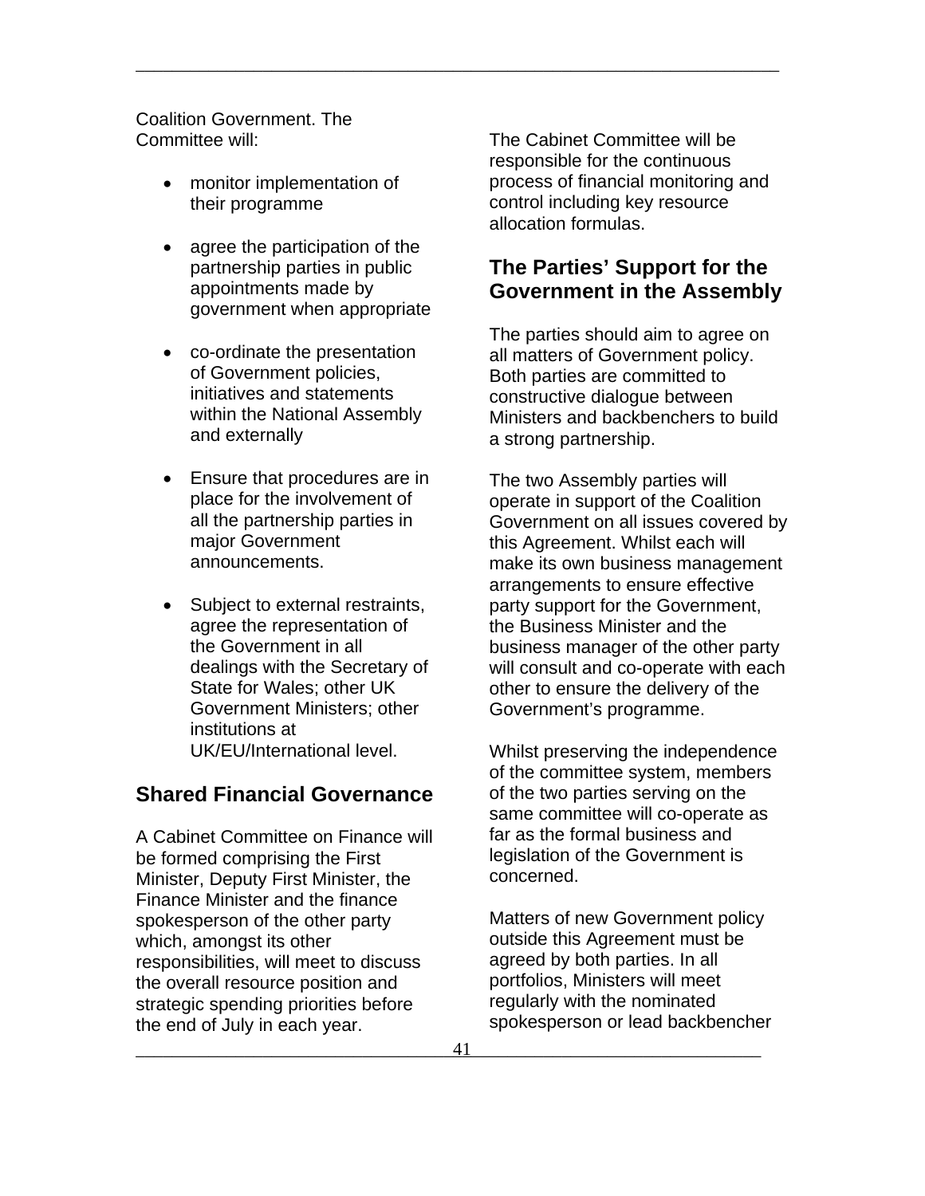Coalition Government. The Committee will:

- monitor implementation of their programme
- agree the participation of the partnership parties in public appointments made by government when appropriate
- co-ordinate the presentation of Government policies, initiatives and statements within the National Assembly and externally
- Ensure that procedures are in place for the involvement of all the partnership parties in major Government announcements.
- Subject to external restraints, agree the representation of the Government in all dealings with the Secretary of State for Wales; other UK Government Ministers; other institutions at UK/EU/International level.

## Shared Financial Governance

A Cabinet Committee on Finance will be formed comprising the First Minister, Deputy First Minister, the Finance Minister and the finance spokesperson of the other party which, amongst its other responsibilities, will meet to discuss the overall resource position and strategic spending priorities before the end of July in each year.

The Cabinet Committee will be responsible for the continuous process of financial monitoring and control including key resource allocation formulas.

## The Parties' Support for the Government in the Assembly

The parties should aim to agree on all matters of Government policy. Both parties are committed to constructive dialogue between Ministers and backbenchers to build a strong partnership.

The two Assembly parties will operate in support of the Coalition Government on all issues covered by this Agreement. Whilst each will make its own business management arrangements to ensure effective party support for the Government, the Business Minister and the business manager of the other party will consult and co-operate with each other to ensure the delivery of the Government's programme.

Whilst preserving the independence of the committee system, members of the two parties serving on the same committee will co-operate as far as the formal business and legislation of the Government is concerned.

Matters of new Government policy outside this Agreement must be agreed by both parties. In all portfolios, Ministers will meet regularly with the nominated spokesperson or lead backbencher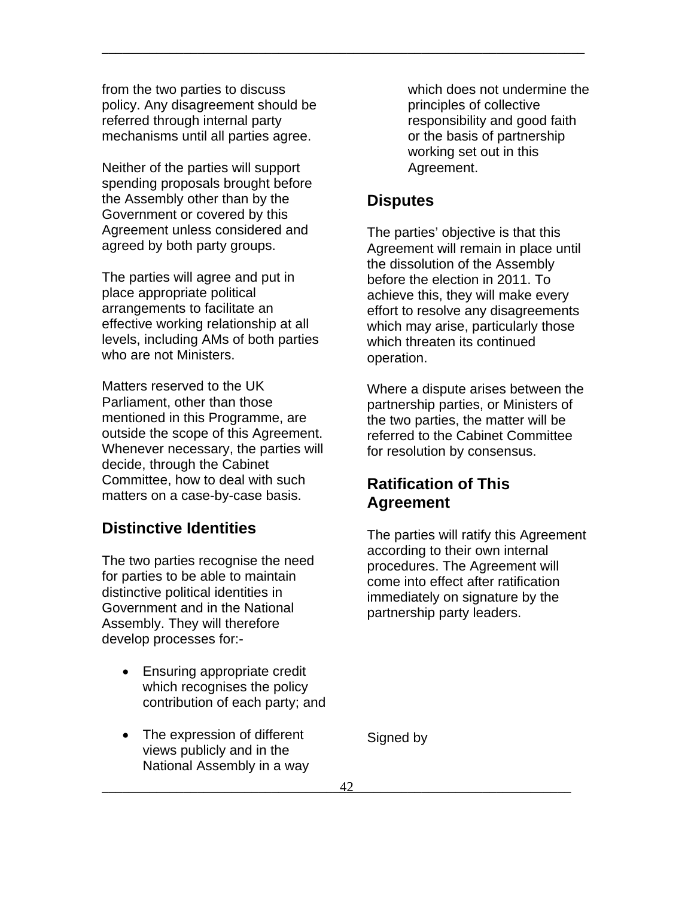from the two parties to discuss policy. Any disagreement should be referred through internal party mechanisms until all parties agree.

Neither of the parties will support spending proposals brought before the Assembly other than by the Government or covered by this Agreement unless considered and agreed by both party groups.

The parties will agree and put in place appropriate political arrangements to facilitate an effective working relationship at all levels, including AMs of both parties who are not Ministers.

Matters reserved to the UK Parliament, other than those mentioned in this Programme, are outside the scope of this Agreement. Whenever necessary, the parties will decide, through the Cabinet Committee, how to deal with such matters on a case-by-case basis.

## Distinctive Identities

The two parties recognise the need for parties to be able to maintain distinctive political identities in Government and in the National Assembly. They will therefore develop processes for:-

- Ensuring appropriate credit which recognises the policy contribution of each party; and
- The expression of different views publicly and in the National Assembly in a way which does not undermine the principles of collective responsibility and good faith or the basis of partnership working set out in this Agreement.

## Disputes

The parties' objective is that this Agreement will remain in place until the dissolution of the Assembly before the election in 2011. To achieve this, they will make every effort to resolve any disagreements which may arise, particularly those which threaten its continued operation.

Where a dispute arises between the partnership parties, or Ministers of the two parties, the matter will be referred to the Cabinet Committee for resolution by consensus.

## Ratification of This Agreement

The parties will ratify this Agreement according to their own internal procedures. The Agreement will come into effect after ratification immediately on signature by the partnership party leaders.

Signed by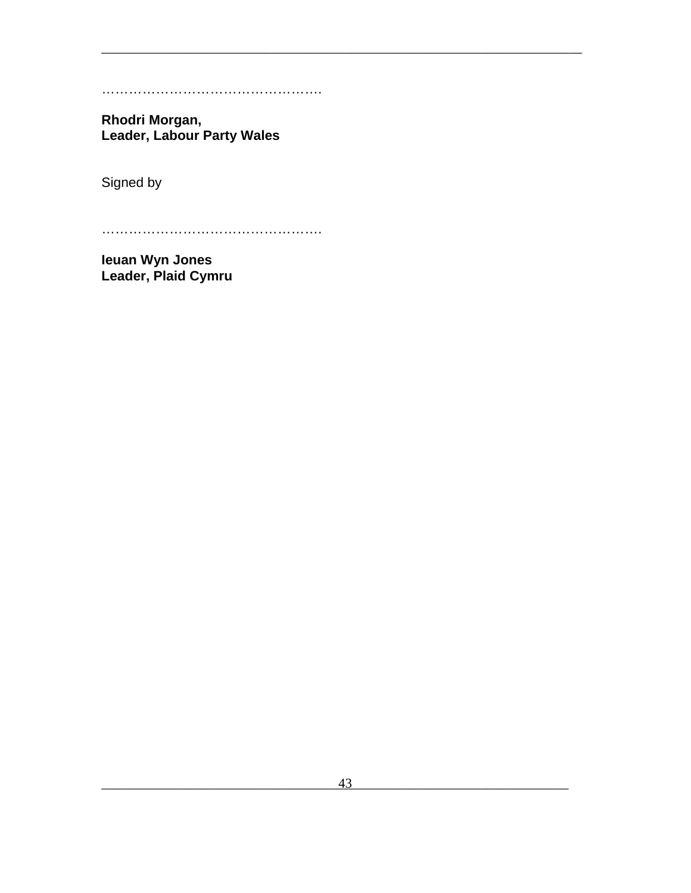………………………………………….

**Rhodri Morgan,**
**Leader, Labour Party Wales**

Signed by

………………………………………….

**Ieuan Wyn Jones**
**Leader, Plaid Cymru**